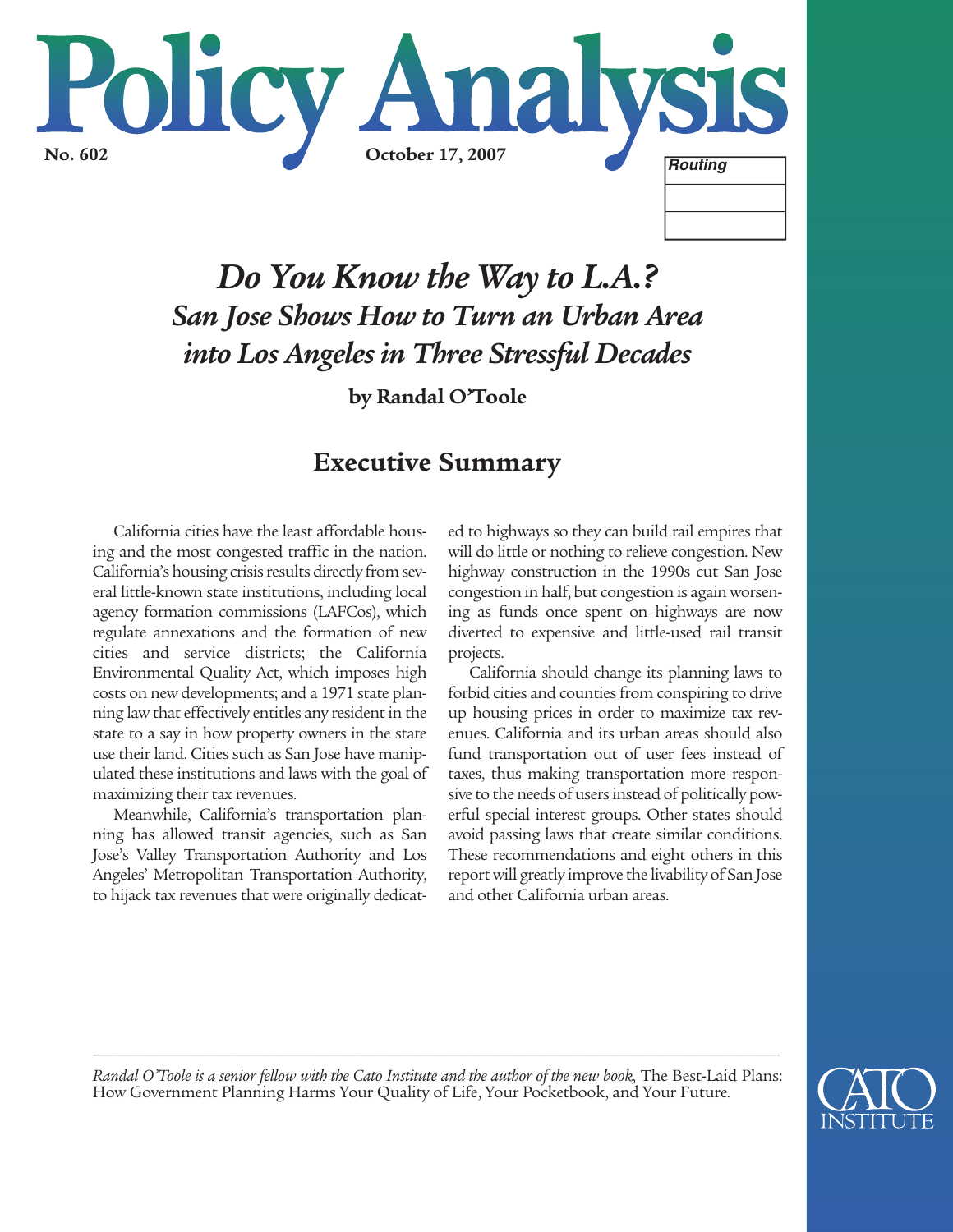# Policy Analysis

No. 602 — October 17, 2007

# *Do You Know the Way to L.A.?*

## *San Jose Shows How to Turn an Urban Area into Los Angeles in Three Stressful Decades*

**by Randal O'Toole**

## Executive Summary

California cities have the least affordable housing and the most congested traffic in the nation. California's housing crisis results directly from several little-known state institutions, including local agency formation commissions (LAFCos), which regulate annexations and the formation of new cities and service districts; the California Environmental Quality Act, which imposes high costs on new developments; and a 1971 state planning law that effectively entitles any resident in the state to a say in how property owners in the state use their land. Cities such as San Jose have manipulated these institutions and laws with the goal of maximizing their tax revenues.

Meanwhile, California's transportation planning has allowed transit agencies, such as San Jose's Valley Transportation Authority and Los Angeles' Metropolitan Transportation Authority, to hijack tax revenues that were originally dedicated to highways so they can build rail empires that will do little or nothing to relieve congestion. New highway construction in the 1990s cut San Jose congestion in half, but congestion is again worsening as funds once spent on highways are now diverted to expensive and little-used rail transit projects.

California should change its planning laws to forbid cities and counties from conspiring to drive up housing prices in order to maximize tax revenues. California and its urban areas should also fund transportation out of user fees instead of taxes, thus making transportation more responsive to the needs of users instead of politically powerful special interest groups. Other states should avoid passing laws that create similar conditions. These recommendations and eight others in this report will greatly improve the livability of San Jose and other California urban areas.

---

*Randal O'Toole is a senior fellow with the Cato Institute and the author of the new book,* The Best-Laid Plans: How Government Planning Harms Your Quality of Life, Your Pocketbook, and Your Future.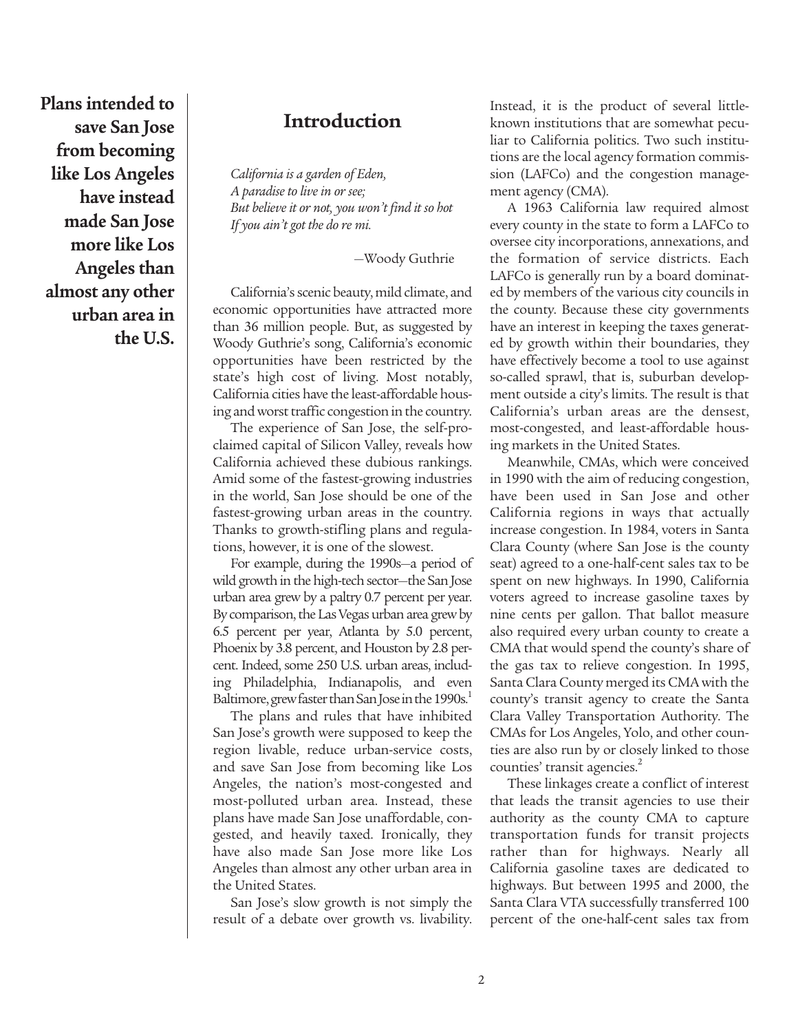**Plans intended to save San Jose from becoming like Los Angeles have instead made San Jose more like Los Angeles than almost any other urban area in the U.S.**

## Introduction

*California is a garden of Eden,*
*A paradise to live in or see;*
*But believe it or not, you won't find it so hot*
*If you ain't got the do re mi.*

—Woody Guthrie

California's scenic beauty, mild climate, and economic opportunities have attracted more than 36 million people. But, as suggested by Woody Guthrie's song, California's economic opportunities have been restricted by the state's high cost of living. Most notably, California cities have the least-affordable housing and worst traffic congestion in the country.

The experience of San Jose, the self-proclaimed capital of Silicon Valley, reveals how California achieved these dubious rankings. Amid some of the fastest-growing industries in the world, San Jose should be one of the fastest-growing urban areas in the country. Thanks to growth-stifling plans and regulations, however, it is one of the slowest.

For example, during the 1990s—a period of wild growth in the high-tech sector—the San Jose urban area grew by a paltry 0.7 percent per year. By comparison, the Las Vegas urban area grew by 6.5 percent per year, Atlanta by 5.0 percent, Phoenix by 3.8 percent, and Houston by 2.8 percent. Indeed, some 250 U.S. urban areas, including Philadelphia, Indianapolis, and even Baltimore, grew faster than San Jose in the 1990s.[1]

The plans and rules that have inhibited San Jose's growth were supposed to keep the region livable, reduce urban-service costs, and save San Jose from becoming like Los Angeles, the nation's most-congested and most-polluted urban area. Instead, these plans have made San Jose unaffordable, congested, and heavily taxed. Ironically, they have also made San Jose more like Los Angeles than almost any other urban area in the United States.

San Jose's slow growth is not simply the result of a debate over growth vs. livability. Instead, it is the product of several little-known institutions that are somewhat peculiar to California politics. Two such institutions are the local agency formation commission (LAFCo) and the congestion management agency (CMA).

A 1963 California law required almost every county in the state to form a LAFCo to oversee city incorporations, annexations, and the formation of service districts. Each LAFCo is generally run by a board dominated by members of the various city councils in the county. Because these city governments have an interest in keeping the taxes generated by growth within their boundaries, they have effectively become a tool to use against so-called sprawl, that is, suburban development outside a city's limits. The result is that California's urban areas are the densest, most-congested, and least-affordable housing markets in the United States.

Meanwhile, CMAs, which were conceived in 1990 with the aim of reducing congestion, have been used in San Jose and other California regions in ways that actually increase congestion. In 1984, voters in Santa Clara County (where San Jose is the county seat) agreed to a one-half-cent sales tax to be spent on new highways. In 1990, California voters agreed to increase gasoline taxes by nine cents per gallon. That ballot measure also required every urban county to create a CMA that would spend the county's share of the gas tax to relieve congestion. In 1995, Santa Clara County merged its CMA with the county's transit agency to create the Santa Clara Valley Transportation Authority. The CMAs for Los Angeles, Yolo, and other counties are also run by or closely linked to those counties' transit agencies.[2]

These linkages create a conflict of interest that leads the transit agencies to use their authority as the county CMA to capture transportation funds for transit projects rather than for highways. Nearly all California gasoline taxes are dedicated to highways. But between 1995 and 2000, the Santa Clara VTA successfully transferred 100 percent of the one-half-cent sales tax from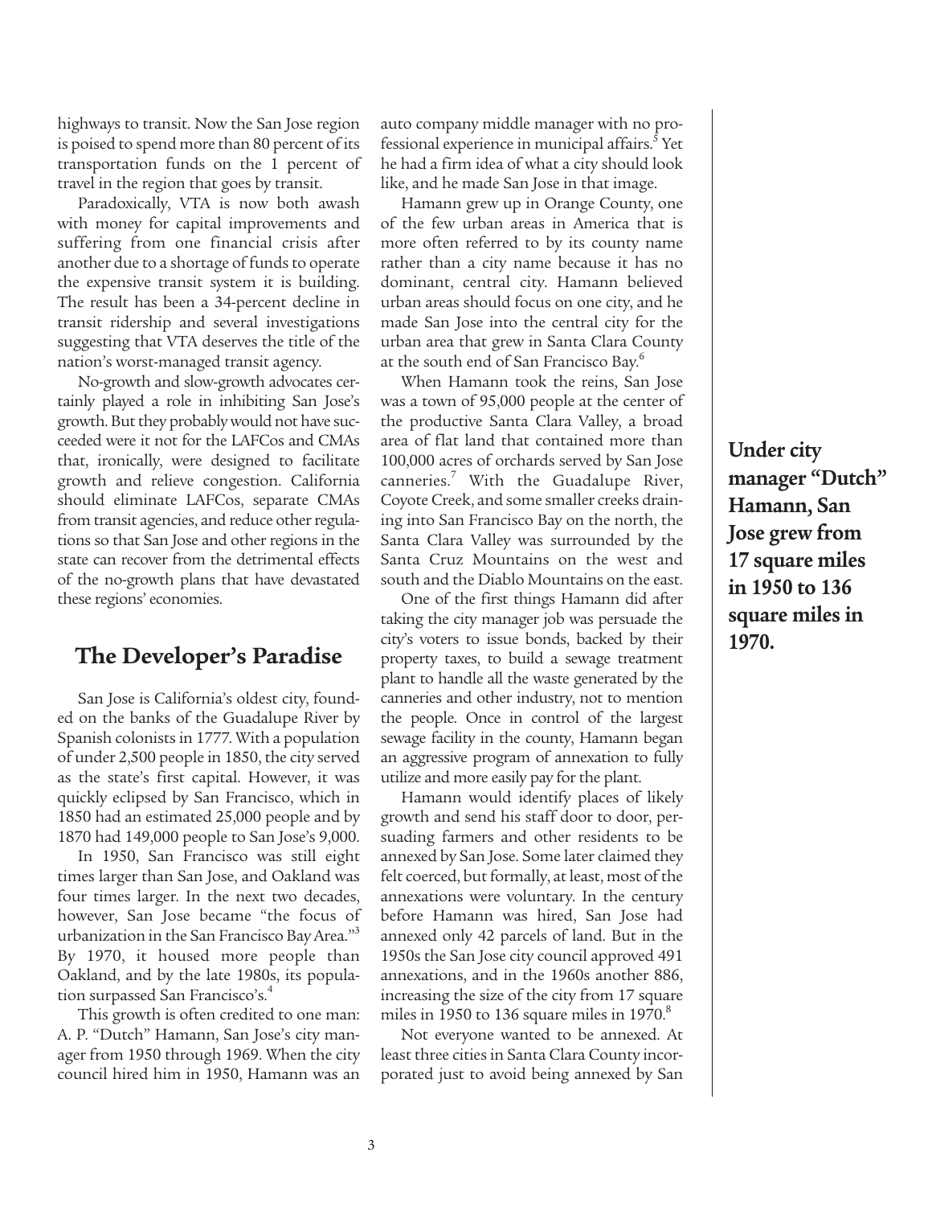highways to transit. Now the San Jose region is poised to spend more than 80 percent of its transportation funds on the 1 percent of travel in the region that goes by transit.

Paradoxically, VTA is now both awash with money for capital improvements and suffering from one financial crisis after another due to a shortage of funds to operate the expensive transit system it is building. The result has been a 34-percent decline in transit ridership and several investigations suggesting that VTA deserves the title of the nation's worst-managed transit agency.

No-growth and slow-growth advocates certainly played a role in inhibiting San Jose's growth. But they probably would not have succeeded were it not for the LAFCos and CMAs that, ironically, were designed to facilitate growth and relieve congestion. California should eliminate LAFCos, separate CMAs from transit agencies, and reduce other regulations so that San Jose and other regions in the state can recover from the detrimental effects of the no-growth plans that have devastated these regions' economies.

## The Developer's Paradise

San Jose is California's oldest city, founded on the banks of the Guadalupe River by Spanish colonists in 1777. With a population of under 2,500 people in 1850, the city served as the state's first capital. However, it was quickly eclipsed by San Francisco, which in 1850 had an estimated 25,000 people and by 1870 had 149,000 people to San Jose's 9,000.

In 1950, San Francisco was still eight times larger than San Jose, and Oakland was four times larger. In the next two decades, however, San Jose became "the focus of urbanization in the San Francisco Bay Area."[3] By 1970, it housed more people than Oakland, and by the late 1980s, its population surpassed San Francisco's.[4]

This growth is often credited to one man: A. P. "Dutch" Hamann, San Jose's city manager from 1950 through 1969. When the city council hired him in 1950, Hamann was an auto company middle manager with no professional experience in municipal affairs.[5] Yet he had a firm idea of what a city should look like, and he made San Jose in that image.

Hamann grew up in Orange County, one of the few urban areas in America that is more often referred to by its county name rather than a city name because it has no dominant, central city. Hamann believed urban areas should focus on one city, and he made San Jose into the central city for the urban area that grew in Santa Clara County at the south end of San Francisco Bay.[6]

When Hamann took the reins, San Jose was a town of 95,000 people at the center of the productive Santa Clara Valley, a broad area of flat land that contained more than 100,000 acres of orchards served by San Jose canneries.[7] With the Guadalupe River, Coyote Creek, and some smaller creeks draining into San Francisco Bay on the north, the Santa Clara Valley was surrounded by the Santa Cruz Mountains on the west and south and the Diablo Mountains on the east.

One of the first things Hamann did after taking the city manager job was persuade the city's voters to issue bonds, backed by their property taxes, to build a sewage treatment plant to handle all the waste generated by the canneries and other industry, not to mention the people. Once in control of the largest sewage facility in the county, Hamann began an aggressive program of annexation to fully utilize and more easily pay for the plant.

Hamann would identify places of likely growth and send his staff door to door, persuading farmers and other residents to be annexed by San Jose. Some later claimed they felt coerced, but formally, at least, most of the annexations were voluntary. In the century before Hamann was hired, San Jose had annexed only 42 parcels of land. But in the 1950s the San Jose city council approved 491 annexations, and in the 1960s another 886, increasing the size of the city from 17 square miles in 1950 to 136 square miles in 1970.[8]

Not everyone wanted to be annexed. At least three cities in Santa Clara County incorporated just to avoid being annexed by San

**Under city manager "Dutch" Hamann, San Jose grew from 17 square miles in 1950 to 136 square miles in 1970.**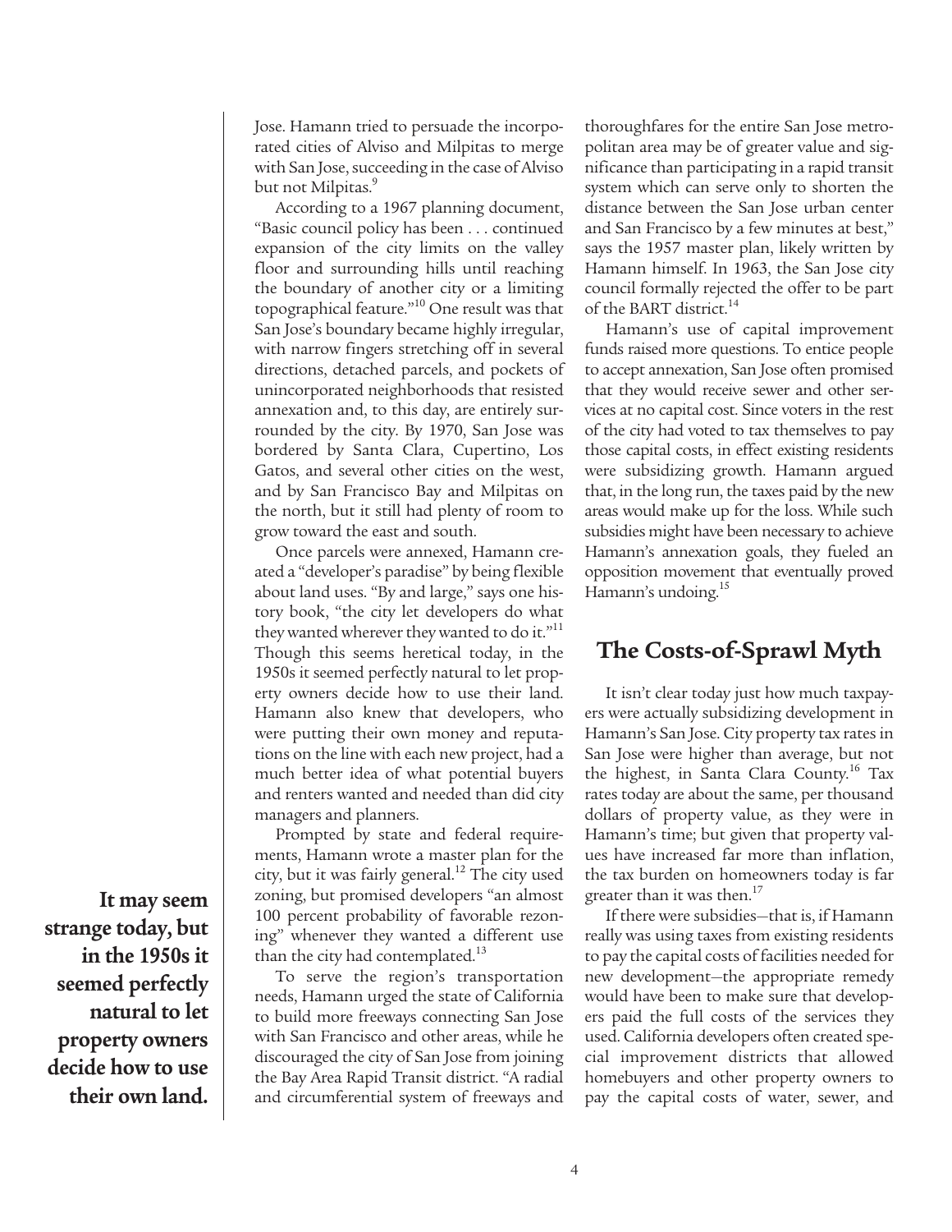Jose. Hamann tried to persuade the incorporated cities of Alviso and Milpitas to merge with San Jose, succeeding in the case of Alviso but not Milpitas.[9]

According to a 1967 planning document, "Basic council policy has been . . . continued expansion of the city limits on the valley floor and surrounding hills until reaching the boundary of another city or a limiting topographical feature."[10] One result was that San Jose's boundary became highly irregular, with narrow fingers stretching off in several directions, detached parcels, and pockets of unincorporated neighborhoods that resisted annexation and, to this day, are entirely surrounded by the city. By 1970, San Jose was bordered by Santa Clara, Cupertino, Los Gatos, and several other cities on the west, and by San Francisco Bay and Milpitas on the north, but it still had plenty of room to grow toward the east and south.

Once parcels were annexed, Hamann created a "developer's paradise" by being flexible about land uses. "By and large," says one history book, "the city let developers do what they wanted wherever they wanted to do it."[11] Though this seems heretical today, in the 1950s it seemed perfectly natural to let property owners decide how to use their land. Hamann also knew that developers, who were putting their own money and reputations on the line with each new project, had a much better idea of what potential buyers and renters wanted and needed than did city managers and planners.

Prompted by state and federal requirements, Hamann wrote a master plan for the city, but it was fairly general.[12] The city used zoning, but promised developers "an almost 100 percent probability of favorable rezoning" whenever they wanted a different use than the city had contemplated.[13]

**It may seem strange today, but in the 1950s it seemed perfectly natural to let property owners decide how to use their own land.**

To serve the region's transportation needs, Hamann urged the state of California to build more freeways connecting San Jose with San Francisco and other areas, while he discouraged the city of San Jose from joining the Bay Area Rapid Transit district. "A radial and circumferential system of freeways and thoroughfares for the entire San Jose metropolitan area may be of greater value and significance than participating in a rapid transit system which can serve only to shorten the distance between the San Jose urban center and San Francisco by a few minutes at best," says the 1957 master plan, likely written by Hamann himself. In 1963, the San Jose city council formally rejected the offer to be part of the BART district.[14]

Hamann's use of capital improvement funds raised more questions. To entice people to accept annexation, San Jose often promised that they would receive sewer and other services at no capital cost. Since voters in the rest of the city had voted to tax themselves to pay those capital costs, in effect existing residents were subsidizing growth. Hamann argued that, in the long run, the taxes paid by the new areas would make up for the loss. While such subsidies might have been necessary to achieve Hamann's annexation goals, they fueled an opposition movement that eventually proved Hamann's undoing.[15]

## The Costs-of-Sprawl Myth

It isn't clear today just how much taxpayers were actually subsidizing development in Hamann's San Jose. City property tax rates in San Jose were higher than average, but not the highest, in Santa Clara County.[16] Tax rates today are about the same, per thousand dollars of property value, as they were in Hamann's time; but given that property values have increased far more than inflation, the tax burden on homeowners today is far greater than it was then.[17]

If there were subsidies—that is, if Hamann really was using taxes from existing residents to pay the capital costs of facilities needed for new development—the appropriate remedy would have been to make sure that developers paid the full costs of the services they used. California developers often created special improvement districts that allowed homebuyers and other property owners to pay the capital costs of water, sewer, and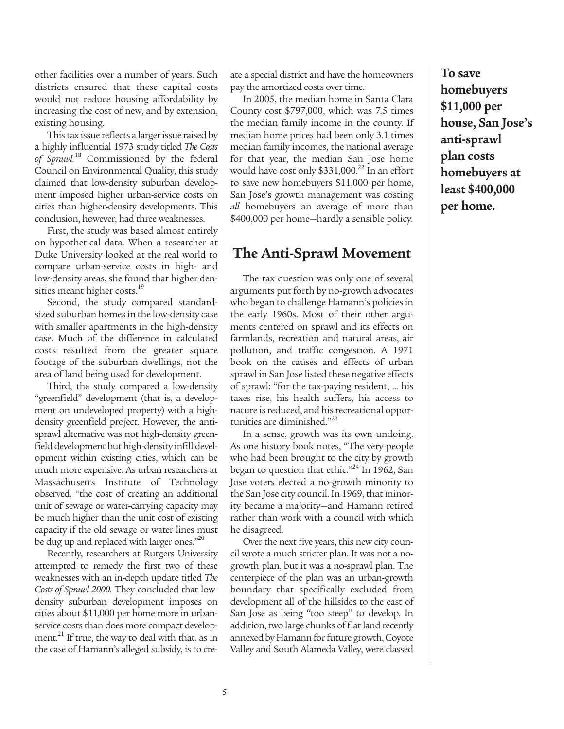other facilities over a number of years. Such districts ensured that these capital costs would not reduce housing affordability by increasing the cost of new, and by extension, existing housing.

This tax issue reflects a larger issue raised by a highly influential 1973 study titled *The Costs of Sprawl*.[18] Commissioned by the federal Council on Environmental Quality, this study claimed that low-density suburban development imposed higher urban-service costs on cities than higher-density developments. This conclusion, however, had three weaknesses.

First, the study was based almost entirely on hypothetical data. When a researcher at Duke University looked at the real world to compare urban-service costs in high- and low-density areas, she found that higher densities meant higher costs.[19]

Second, the study compared standard-sized suburban homes in the low-density case with smaller apartments in the high-density case. Much of the difference in calculated costs resulted from the greater square footage of the suburban dwellings, not the area of land being used for development.

Third, the study compared a low-density "greenfield" development (that is, a development on undeveloped property) with a high-density greenfield project. However, the anti-sprawl alternative was not high-density greenfield development but high-density infill development within existing cities, which can be much more expensive. As urban researchers at Massachusetts Institute of Technology observed, "the cost of creating an additional unit of sewage or water-carrying capacity may be much higher than the unit cost of existing capacity if the old sewage or water lines must be dug up and replaced with larger ones."[20]

Recently, researchers at Rutgers University attempted to remedy the first two of these weaknesses with an in-depth update titled *The Costs of Sprawl 2000.* They concluded that low-density suburban development imposes on cities about $11,000 per home more in urban-service costs than does more compact development.[21] If true, the way to deal with that, as in the case of Hamann's alleged subsidy, is to create a special district and have the homeowners pay the amortized costs over time.

In 2005, the median home in Santa Clara County cost $797,000, which was 7.5 times the median family income in the county. If median home prices had been only 3.1 times median family incomes, the national average for that year, the median San Jose home would have cost only $331,000.[22] In an effort to save new homebuyers $11,000 per home, San Jose's growth management was costing *all* homebuyers an average of more than $400,000 per home—hardly a sensible policy.

**To save homebuyers $11,000 per house, San Jose's anti-sprawl plan costs homebuyers at least $400,000 per home.**

## The Anti-Sprawl Movement

The tax question was only one of several arguments put forth by no-growth advocates who began to challenge Hamann's policies in the early 1960s. Most of their other arguments centered on sprawl and its effects on farmlands, recreation and natural areas, air pollution, and traffic congestion. A 1971 book on the causes and effects of urban sprawl in San Jose listed these negative effects of sprawl: "for the tax-paying resident, ... his taxes rise, his health suffers, his access to nature is reduced, and his recreational opportunities are diminished."[23]

In a sense, growth was its own undoing. As one history book notes, "The very people who had been brought to the city by growth began to question that ethic."[24] In 1962, San Jose voters elected a no-growth minority to the San Jose city council. In 1969, that minority became a majority—and Hamann retired rather than work with a council with which he disagreed.

Over the next five years, this new city council wrote a much stricter plan. It was not a no-growth plan, but it was a no-sprawl plan. The centerpiece of the plan was an urban-growth boundary that specifically excluded from development all of the hillsides to the east of San Jose as being "too steep" to develop. In addition, two large chunks of flat land recently annexed by Hamann for future growth, Coyote Valley and South Alameda Valley, were classed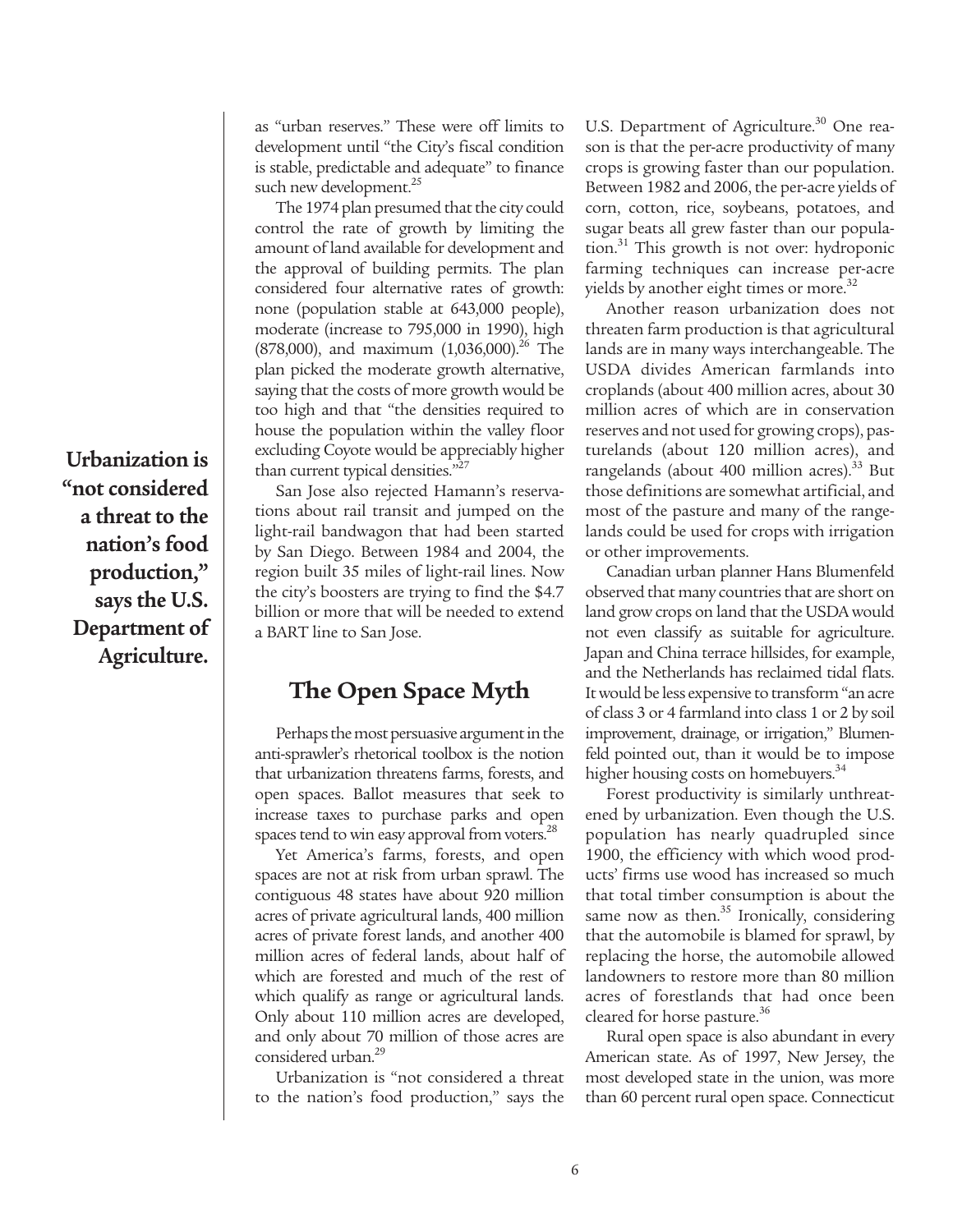as "urban reserves." These were off limits to development until "the City's fiscal condition is stable, predictable and adequate" to finance such new development.[25]

The 1974 plan presumed that the city could control the rate of growth by limiting the amount of land available for development and the approval of building permits. The plan considered four alternative rates of growth: none (population stable at 643,000 people), moderate (increase to 795,000 in 1990), high (878,000), and maximum (1,036,000).[26] The plan picked the moderate growth alternative, saying that the costs of more growth would be too high and that "the densities required to house the population within the valley floor excluding Coyote would be appreciably higher than current typical densities."[27]

San Jose also rejected Hamann's reservations about rail transit and jumped on the light-rail bandwagon that had been started by San Diego. Between 1984 and 2004, the region built 35 miles of light-rail lines. Now the city's boosters are trying to find the $4.7 billion or more that will be needed to extend a BART line to San Jose.

## The Open Space Myth

Perhaps the most persuasive argument in the anti-sprawler's rhetorical toolbox is the notion that urbanization threatens farms, forests, and open spaces. Ballot measures that seek to increase taxes to purchase parks and open spaces tend to win easy approval from voters.[28]

Yet America's farms, forests, and open spaces are not at risk from urban sprawl. The contiguous 48 states have about 920 million acres of private agricultural lands, 400 million acres of private forest lands, and another 400 million acres of federal lands, about half of which are forested and much of the rest of which qualify as range or agricultural lands. Only about 110 million acres are developed, and only about 70 million of those acres are considered urban.[29]

**Urbanization is "not considered a threat to the nation's food production," says the U.S. Department of Agriculture.**

Urbanization is "not considered a threat to the nation's food production," says the U.S. Department of Agriculture.[30] One reason is that the per-acre productivity of many crops is growing faster than our population. Between 1982 and 2006, the per-acre yields of corn, cotton, rice, soybeans, potatoes, and sugar beats all grew faster than our population.[31] This growth is not over: hydroponic farming techniques can increase per-acre yields by another eight times or more.[32]

Another reason urbanization does not threaten farm production is that agricultural lands are in many ways interchangeable. The USDA divides American farmlands into croplands (about 400 million acres, about 30 million acres of which are in conservation reserves and not used for growing crops), pasturelands (about 120 million acres), and rangelands (about 400 million acres).[33] But those definitions are somewhat artificial, and most of the pasture and many of the rangelands could be used for crops with irrigation or other improvements.

Canadian urban planner Hans Blumenfeld observed that many countries that are short on land grow crops on land that the USDA would not even classify as suitable for agriculture. Japan and China terrace hillsides, for example, and the Netherlands has reclaimed tidal flats. It would be less expensive to transform "an acre of class 3 or 4 farmland into class 1 or 2 by soil improvement, drainage, or irrigation," Blumenfeld pointed out, than it would be to impose higher housing costs on homebuyers.[34]

Forest productivity is similarly unthreatened by urbanization. Even though the U.S. population has nearly quadrupled since 1900, the efficiency with which wood products' firms use wood has increased so much that total timber consumption is about the same now as then.[35] Ironically, considering that the automobile is blamed for sprawl, by replacing the horse, the automobile allowed landowners to restore more than 80 million acres of forestlands that had once been cleared for horse pasture.[36]

Rural open space is also abundant in every American state. As of 1997, New Jersey, the most developed state in the union, was more than 60 percent rural open space. Connecticut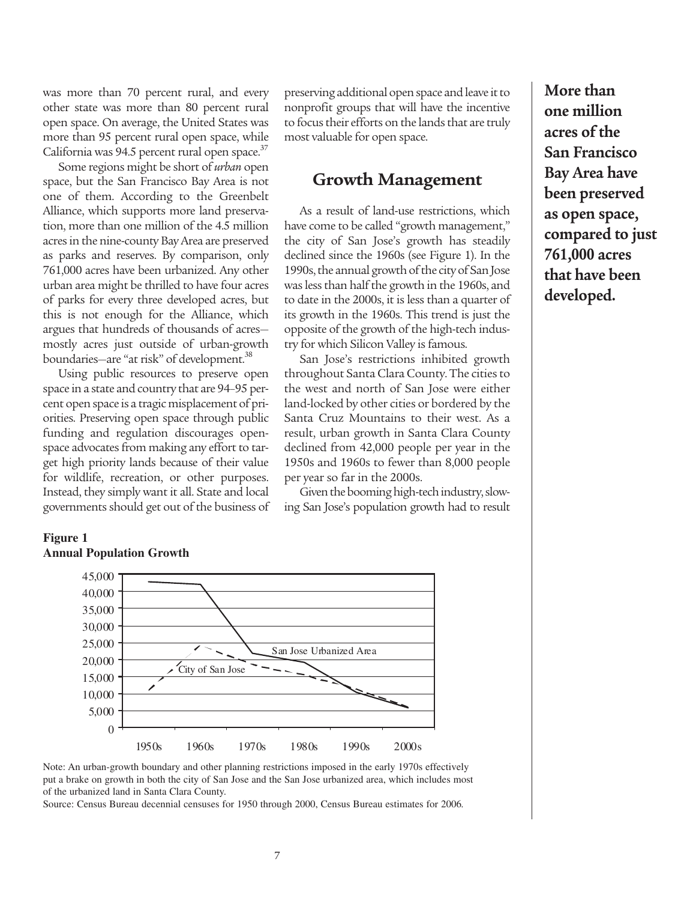was more than 70 percent rural, and every other state was more than 80 percent rural open space. On average, the United States was more than 95 percent rural open space, while California was 94.5 percent rural open space.[37]

Some regions might be short of *urban* open space, but the San Francisco Bay Area is not one of them. According to the Greenbelt Alliance, which supports more land preservation, more than one million of the 4.5 million acres in the nine-county Bay Area are preserved as parks and reserves. By comparison, only 761,000 acres have been urbanized. Any other urban area might be thrilled to have four acres of parks for every three developed acres, but this is not enough for the Alliance, which argues that hundreds of thousands of acres—mostly acres just outside of urban-growth boundaries—are "at risk" of development.[38]

Using public resources to preserve open space in a state and country that are 94–95 percent open space is a tragic misplacement of priorities. Preserving open space through public funding and regulation discourages open-space advocates from making any effort to target high priority lands because of their value for wildlife, recreation, or other purposes. Instead, they simply want it all. State and local governments should get out of the business of preserving additional open space and leave it to nonprofit groups that will have the incentive to focus their efforts on the lands that are truly most valuable for open space.

## Growth Management

As a result of land-use restrictions, which have come to be called "growth management," the city of San Jose's growth has steadily declined since the 1960s (see Figure 1). In the 1990s, the annual growth of the city of San Jose was less than half the growth in the 1960s, and to date in the 2000s, it is less than a quarter of its growth in the 1960s. This trend is just the opposite of the growth of the high-tech industry for which Silicon Valley is famous.

San Jose's restrictions inhibited growth throughout Santa Clara County. The cities to the west and north of San Jose were either land-locked by other cities or bordered by the Santa Cruz Mountains to their west. As a result, urban growth in Santa Clara County declined from 42,000 people per year in the 1950s and 1960s to fewer than 8,000 people per year so far in the 2000s.

Given the booming high-tech industry, slowing San Jose's population growth had to result

**More than one million acres of the San Francisco Bay Area have been preserved as open space, compared to just 761,000 acres that have been developed.**

**Figure 1**
**Annual Population Growth**

Note: An urban-growth boundary and other planning restrictions imposed in the early 1970s effectively put a brake on growth in both the city of San Jose and the San Jose urbanized area, which includes most of the urbanized land in Santa Clara County.

Source: Census Bureau decennial censuses for 1950 through 2000, Census Bureau estimates for 2006.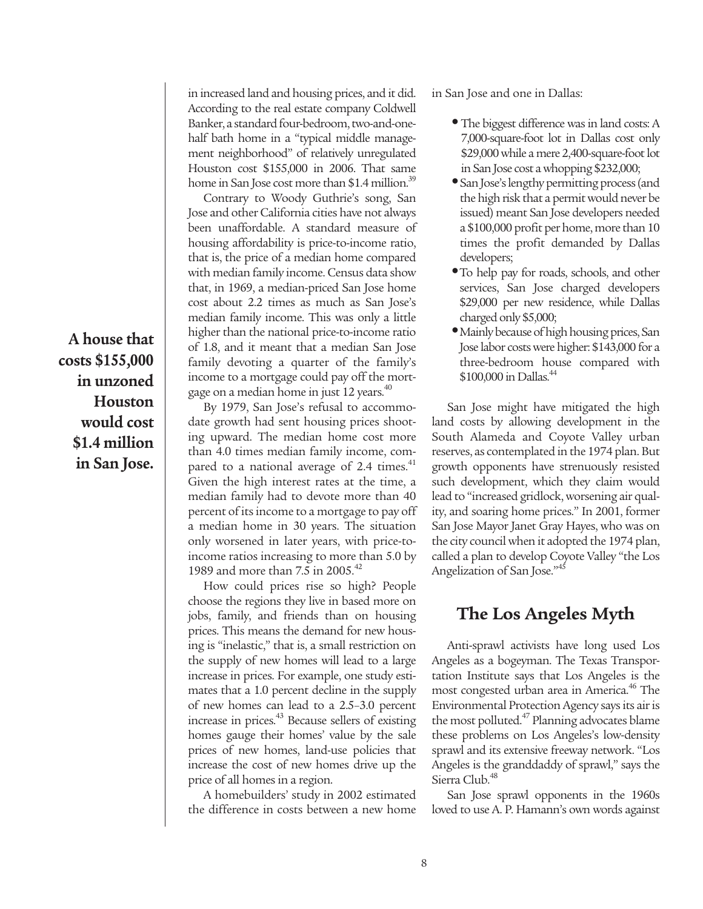in increased land and housing prices, and it did. According to the real estate company Coldwell Banker, a standard four-bedroom, two-and-one-half bath home in a "typical middle management neighborhood" of relatively unregulated Houston cost $155,000 in 2006. That same home in San Jose cost more than $1.4 million.[39]

Contrary to Woody Guthrie's song, San Jose and other California cities have not always been unaffordable. A standard measure of housing affordability is price-to-income ratio, that is, the price of a median home compared with median family income. Census data show that, in 1969, a median-priced San Jose home cost about 2.2 times as much as San Jose's median family income. This was only a little higher than the national price-to-income ratio of 1.8, and it meant that a median San Jose family devoting a quarter of the family's income to a mortgage could pay off the mortgage on a median home in just 12 years.[40]

**A house that costs $155,000 in unzoned Houston would cost $1.4 million in San Jose.**

By 1979, San Jose's refusal to accommodate growth had sent housing prices shooting upward. The median home cost more than 4.0 times median family income, compared to a national average of 2.4 times.[41] Given the high interest rates at the time, a median family had to devote more than 40 percent of its income to a mortgage to pay off a median home in 30 years. The situation only worsened in later years, with price-to-income ratios increasing to more than 5.0 by 1989 and more than 7.5 in 2005.[42]

How could prices rise so high? People choose the regions they live in based more on jobs, family, and friends than on housing prices. This means the demand for new housing is "inelastic," that is, a small restriction on the supply of new homes will lead to a large increase in prices. For example, one study estimates that a 1.0 percent decline in the supply of new homes can lead to a 2.5–3.0 percent increase in prices.[43] Because sellers of existing homes gauge their homes' value by the sale prices of new homes, land-use policies that increase the cost of new homes drive up the price of all homes in a region.

A homebuilders' study in 2002 estimated the difference in costs between a new home in San Jose and one in Dallas:

- The biggest difference was in land costs: A 7,000-square-foot lot in Dallas cost only $29,000 while a mere 2,400-square-foot lot in San Jose cost a whopping $232,000;
- San Jose's lengthy permitting process (and the high risk that a permit would never be issued) meant San Jose developers needed a $100,000 profit per home, more than 10 times the profit demanded by Dallas developers;
- To help pay for roads, schools, and other services, San Jose charged developers $29,000 per new residence, while Dallas charged only $5,000;
- Mainly because of high housing prices, San Jose labor costs were higher: $143,000 for a three-bedroom house compared with $100,000 in Dallas.[44]

San Jose might have mitigated the high land costs by allowing development in the South Alameda and Coyote Valley urban reserves, as contemplated in the 1974 plan. But growth opponents have strenuously resisted such development, which they claim would lead to "increased gridlock, worsening air quality, and soaring home prices." In 2001, former San Jose Mayor Janet Gray Hayes, who was on the city council when it adopted the 1974 plan, called a plan to develop Coyote Valley "the Los Angelization of San Jose."[45]

## The Los Angeles Myth

Anti-sprawl activists have long used Los Angeles as a bogeyman. The Texas Transportation Institute says that Los Angeles is the most congested urban area in America.[46] The Environmental Protection Agency says its air is the most polluted.[47] Planning advocates blame these problems on Los Angeles's low-density sprawl and its extensive freeway network. "Los Angeles is the granddaddy of sprawl," says the Sierra Club.[48]

San Jose sprawl opponents in the 1960s loved to use A. P. Hamann's own words against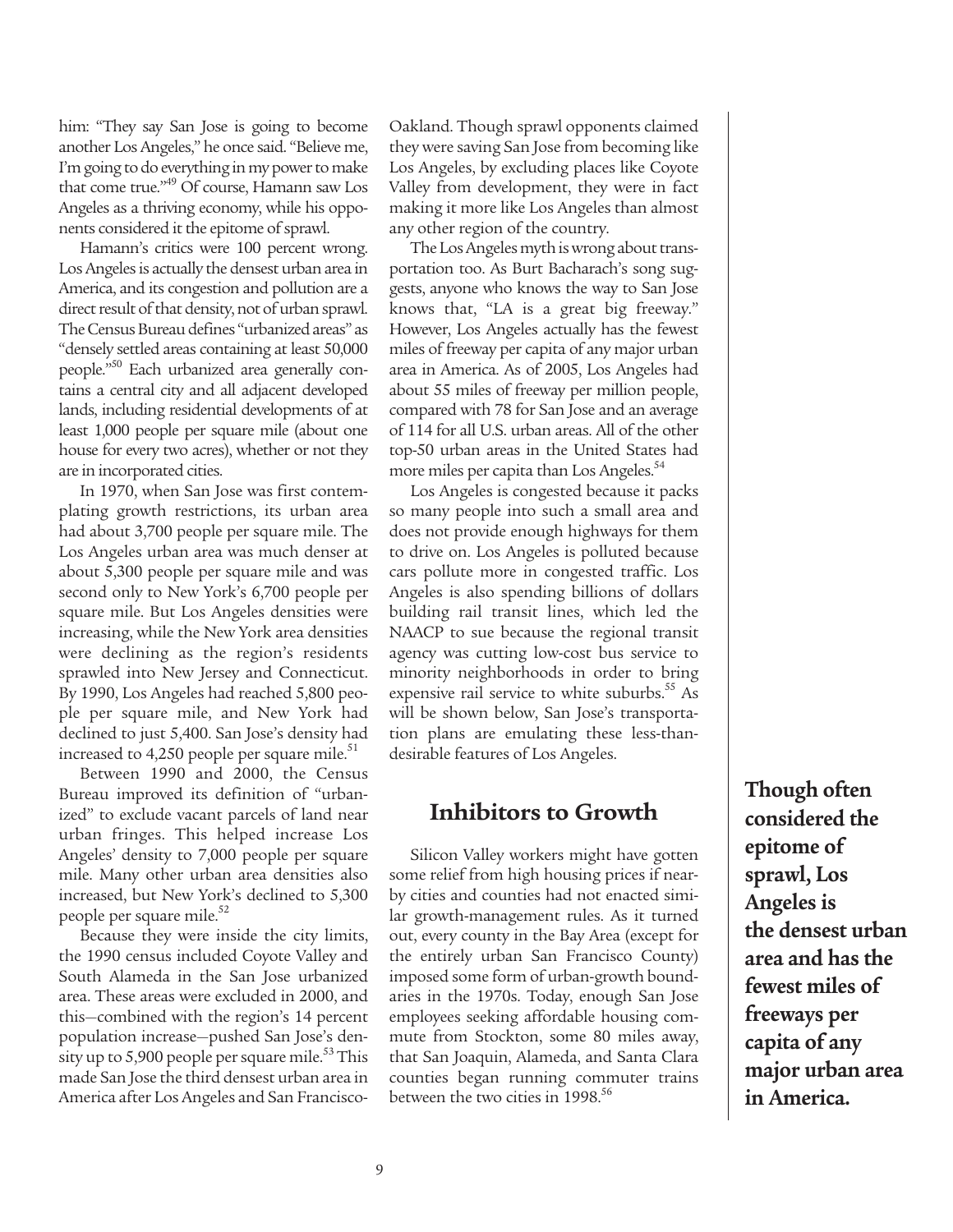him: "They say San Jose is going to become another Los Angeles," he once said. "Believe me, I'm going to do everything in my power to make that come true."[49] Of course, Hamann saw Los Angeles as a thriving economy, while his opponents considered it the epitome of sprawl.

Hamann's critics were 100 percent wrong. Los Angeles is actually the densest urban area in America, and its congestion and pollution are a direct result of that density, not of urban sprawl. The Census Bureau defines "urbanized areas" as "densely settled areas containing at least 50,000 people."[50] Each urbanized area generally contains a central city and all adjacent developed lands, including residential developments of at least 1,000 people per square mile (about one house for every two acres), whether or not they are in incorporated cities.

In 1970, when San Jose was first contemplating growth restrictions, its urban area had about 3,700 people per square mile. The Los Angeles urban area was much denser at about 5,300 people per square mile and was second only to New York's 6,700 people per square mile. But Los Angeles densities were increasing, while the New York area densities were declining as the region's residents sprawled into New Jersey and Connecticut. By 1990, Los Angeles had reached 5,800 people per square mile, and New York had declined to just 5,400. San Jose's density had increased to 4,250 people per square mile.[51]

Between 1990 and 2000, the Census Bureau improved its definition of "urbanized" to exclude vacant parcels of land near urban fringes. This helped increase Los Angeles' density to 7,000 people per square mile. Many other urban area densities also increased, but New York's declined to 5,300 people per square mile.[52]

Because they were inside the city limits, the 1990 census included Coyote Valley and South Alameda in the San Jose urbanized area. These areas were excluded in 2000, and this—combined with the region's 14 percent population increase—pushed San Jose's density up to 5,900 people per square mile.[53] This made San Jose the third densest urban area in America after Los Angeles and San Francisco-Oakland. Though sprawl opponents claimed they were saving San Jose from becoming like Los Angeles, by excluding places like Coyote Valley from development, they were in fact making it more like Los Angeles than almost any other region of the country.

The Los Angeles myth is wrong about transportation too. As Burt Bacharach's song suggests, anyone who knows the way to San Jose knows that, "LA is a great big freeway." However, Los Angeles actually has the fewest miles of freeway per capita of any major urban area in America. As of 2005, Los Angeles had about 55 miles of freeway per million people, compared with 78 for San Jose and an average of 114 for all U.S. urban areas. All of the other top-50 urban areas in the United States had more miles per capita than Los Angeles.[54]

Los Angeles is congested because it packs so many people into such a small area and does not provide enough highways for them to drive on. Los Angeles is polluted because cars pollute more in congested traffic. Los Angeles is also spending billions of dollars building rail transit lines, which led the NAACP to sue because the regional transit agency was cutting low-cost bus service to minority neighborhoods in order to bring expensive rail service to white suburbs.[55] As will be shown below, San Jose's transportation plans are emulating these less-than-desirable features of Los Angeles.

## Inhibitors to Growth

Silicon Valley workers might have gotten some relief from high housing prices if nearby cities and counties had not enacted similar growth-management rules. As it turned out, every county in the Bay Area (except for the entirely urban San Francisco County) imposed some form of urban-growth boundaries in the 1970s. Today, enough San Jose employees seeking affordable housing commute from Stockton, some 80 miles away, that San Joaquin, Alameda, and Santa Clara counties began running commuter trains between the two cities in 1998.[56]

**Though often considered the epitome of sprawl, Los Angeles is the densest urban area and has the fewest miles of freeways per capita of any major urban area in America.**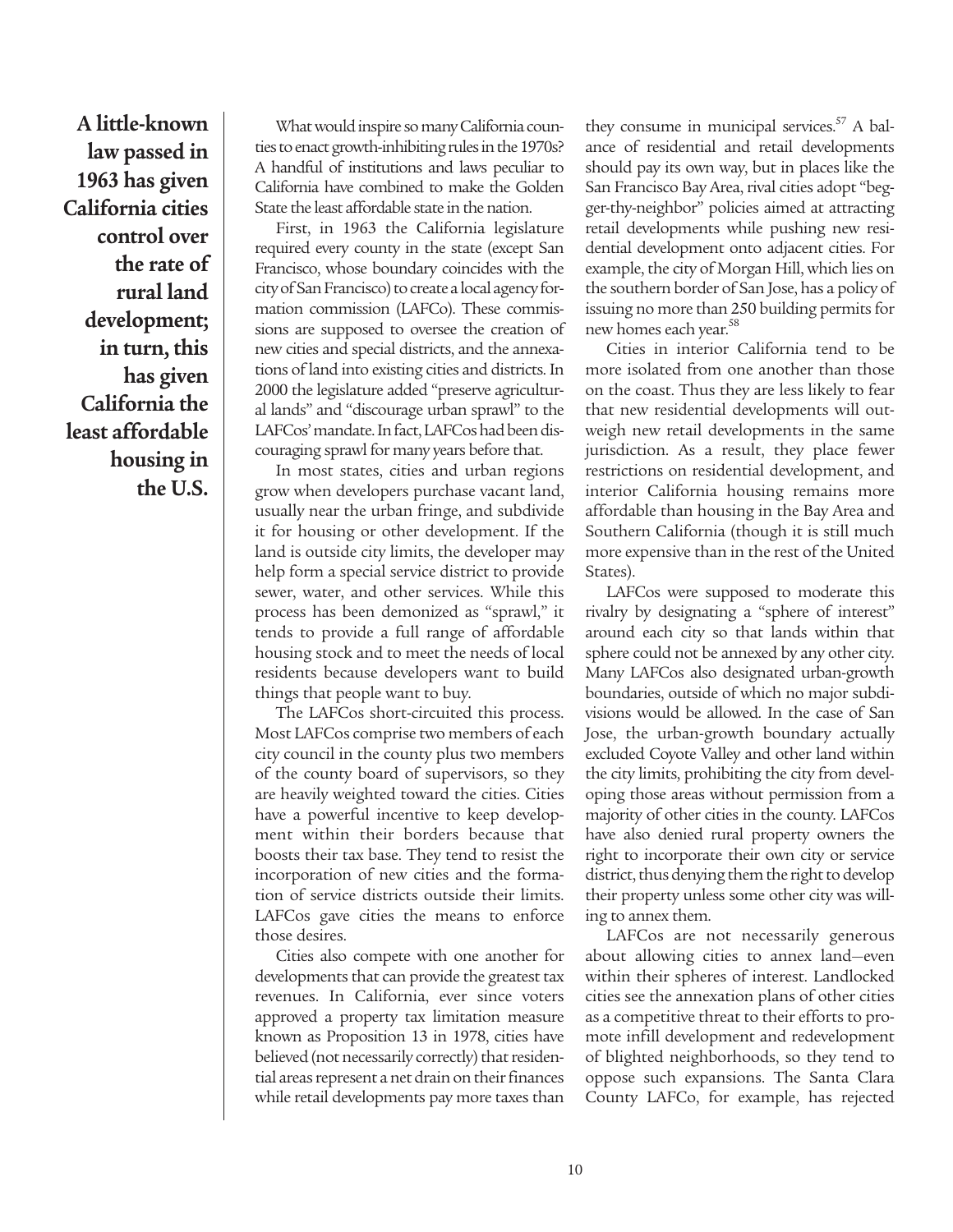**A little-known law passed in 1963 has given California cities control over the rate of rural land development; in turn, this has given California the least affordable housing in the U.S.**

What would inspire so many California counties to enact growth-inhibiting rules in the 1970s? A handful of institutions and laws peculiar to California have combined to make the Golden State the least affordable state in the nation.

First, in 1963 the California legislature required every county in the state (except San Francisco, whose boundary coincides with the city of San Francisco) to create a local agency formation commission (LAFCo). These commissions are supposed to oversee the creation of new cities and special districts, and the annexations of land into existing cities and districts. In 2000 the legislature added "preserve agricultural lands" and "discourage urban sprawl" to the LAFCos' mandate. In fact, LAFCos had been discouraging sprawl for many years before that.

In most states, cities and urban regions grow when developers purchase vacant land, usually near the urban fringe, and subdivide it for housing or other development. If the land is outside city limits, the developer may help form a special service district to provide sewer, water, and other services. While this process has been demonized as "sprawl," it tends to provide a full range of affordable housing stock and to meet the needs of local residents because developers want to build things that people want to buy.

The LAFCos short-circuited this process. Most LAFCos comprise two members of each city council in the county plus two members of the county board of supervisors, so they are heavily weighted toward the cities. Cities have a powerful incentive to keep development within their borders because that boosts their tax base. They tend to resist the incorporation of new cities and the formation of service districts outside their limits. LAFCos gave cities the means to enforce those desires.

Cities also compete with one another for developments that can provide the greatest tax revenues. In California, ever since voters approved a property tax limitation measure known as Proposition 13 in 1978, cities have believed (not necessarily correctly) that residential areas represent a net drain on their finances while retail developments pay more taxes than they consume in municipal services.[57] A balance of residential and retail developments should pay its own way, but in places like the San Francisco Bay Area, rival cities adopt "beggar-thy-neighbor" policies aimed at attracting retail developments while pushing new residential development onto adjacent cities. For example, the city of Morgan Hill, which lies on the southern border of San Jose, has a policy of issuing no more than 250 building permits for new homes each year.[58]

Cities in interior California tend to be more isolated from one another than those on the coast. Thus they are less likely to fear that new residential developments will outweigh new retail developments in the same jurisdiction. As a result, they place fewer restrictions on residential development, and interior California housing remains more affordable than housing in the Bay Area and Southern California (though it is still much more expensive than in the rest of the United States).

LAFCos were supposed to moderate this rivalry by designating a "sphere of interest" around each city so that lands within that sphere could not be annexed by any other city. Many LAFCos also designated urban-growth boundaries, outside of which no major subdivisions would be allowed. In the case of San Jose, the urban-growth boundary actually excluded Coyote Valley and other land within the city limits, prohibiting the city from developing those areas without permission from a majority of other cities in the county. LAFCos have also denied rural property owners the right to incorporate their own city or service district, thus denying them the right to develop their property unless some other city was willing to annex them.

LAFCos are not necessarily generous about allowing cities to annex land—even within their spheres of interest. Landlocked cities see the annexation plans of other cities as a competitive threat to their efforts to promote infill development and redevelopment of blighted neighborhoods, so they tend to oppose such expansions. The Santa Clara County LAFCo, for example, has rejected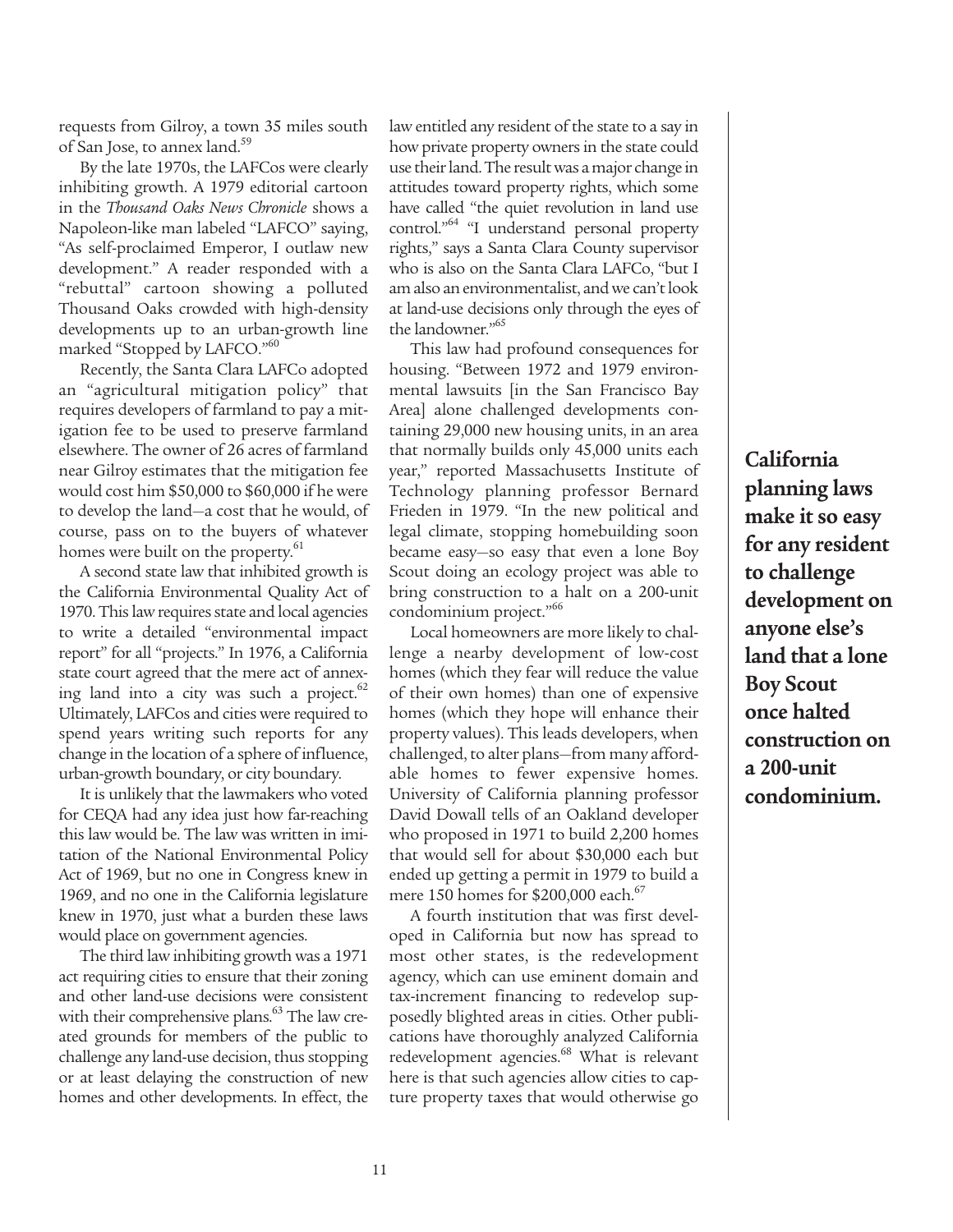requests from Gilroy, a town 35 miles south of San Jose, to annex land.[59]

By the late 1970s, the LAFCos were clearly inhibiting growth. A 1979 editorial cartoon in the *Thousand Oaks News Chronicle* shows a Napoleon-like man labeled "LAFCO" saying, "As self-proclaimed Emperor, I outlaw new development." A reader responded with a "rebuttal" cartoon showing a polluted Thousand Oaks crowded with high-density developments up to an urban-growth line marked "Stopped by LAFCO."[60]

Recently, the Santa Clara LAFCo adopted an "agricultural mitigation policy" that requires developers of farmland to pay a mitigation fee to be used to preserve farmland elsewhere. The owner of 26 acres of farmland near Gilroy estimates that the mitigation fee would cost him $50,000 to $60,000 if he were to develop the land—a cost that he would, of course, pass on to the buyers of whatever homes were built on the property.[61]

A second state law that inhibited growth is the California Environmental Quality Act of 1970. This law requires state and local agencies to write a detailed "environmental impact report" for all "projects." In 1976, a California state court agreed that the mere act of annexing land into a city was such a project.[62] Ultimately, LAFCos and cities were required to spend years writing such reports for any change in the location of a sphere of influence, urban-growth boundary, or city boundary.

It is unlikely that the lawmakers who voted for CEQA had any idea just how far-reaching this law would be. The law was written in imitation of the National Environmental Policy Act of 1969, but no one in Congress knew in 1969, and no one in the California legislature knew in 1970, just what a burden these laws would place on government agencies.

The third law inhibiting growth was a 1971 act requiring cities to ensure that their zoning and other land-use decisions were consistent with their comprehensive plans.[63] The law created grounds for members of the public to challenge any land-use decision, thus stopping or at least delaying the construction of new homes and other developments. In effect, the law entitled any resident of the state to a say in how private property owners in the state could use their land. The result was a major change in attitudes toward property rights, which some have called "the quiet revolution in land use control."[64] "I understand personal property rights," says a Santa Clara County supervisor who is also on the Santa Clara LAFCo, "but I am also an environmentalist, and we can't look at land-use decisions only through the eyes of the landowner."[65]

This law had profound consequences for housing. "Between 1972 and 1979 environmental lawsuits [in the San Francisco Bay Area] alone challenged developments containing 29,000 new housing units, in an area that normally builds only 45,000 units each year," reported Massachusetts Institute of Technology planning professor Bernard Frieden in 1979. "In the new political and legal climate, stopping homebuilding soon became easy—so easy that even a lone Boy Scout doing an ecology project was able to bring construction to a halt on a 200-unit condominium project."[66]

Local homeowners are more likely to challenge a nearby development of low-cost homes (which they fear will reduce the value of their own homes) than one of expensive homes (which they hope will enhance their property values). This leads developers, when challenged, to alter plans—from many affordable homes to fewer expensive homes. University of California planning professor David Dowall tells of an Oakland developer who proposed in 1971 to build 2,200 homes that would sell for about $30,000 each but ended up getting a permit in 1979 to build a mere 150 homes for $200,000 each.[67]

A fourth institution that was first developed in California but now has spread to most other states, is the redevelopment agency, which can use eminent domain and tax-increment financing to redevelop supposedly blighted areas in cities. Other publications have thoroughly analyzed California redevelopment agencies.[68] What is relevant here is that such agencies allow cities to capture property taxes that would otherwise go

**California planning laws make it so easy for any resident to challenge development on anyone else's land that a lone Boy Scout once halted construction on a 200-unit condominium.**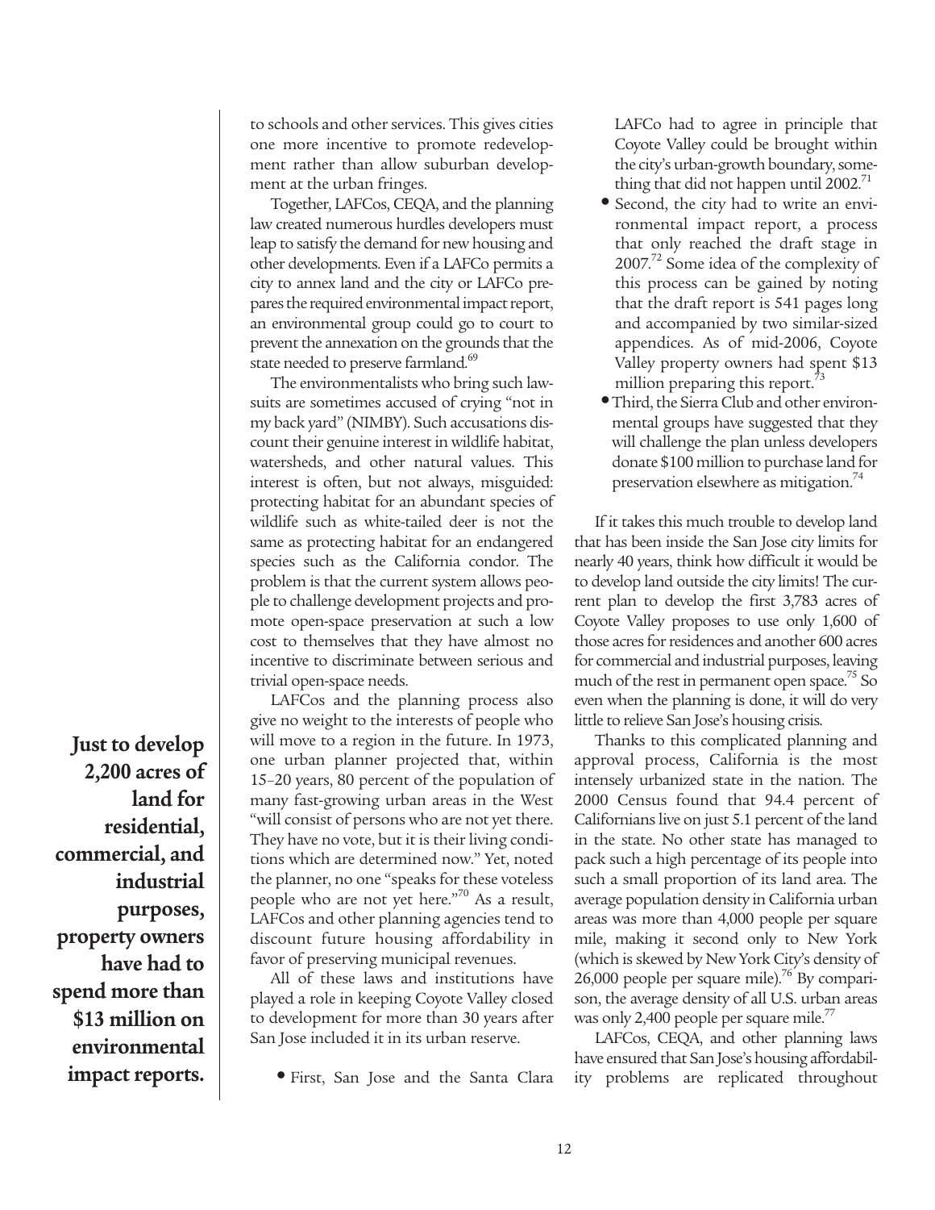to schools and other services. This gives cities one more incentive to promote redevelopment rather than allow suburban development at the urban fringes.

Together, LAFCos, CEQA, and the planning law created numerous hurdles developers must leap to satisfy the demand for new housing and other developments. Even if a LAFCo permits a city to annex land and the city or LAFCo prepares the required environmental impact report, an environmental group could go to court to prevent the annexation on the grounds that the state needed to preserve farmland.[69]

The environmentalists who bring such lawsuits are sometimes accused of crying "not in my back yard" (NIMBY). Such accusations discount their genuine interest in wildlife habitat, watersheds, and other natural values. This interest is often, but not always, misguided: protecting habitat for an abundant species of wildlife such as white-tailed deer is not the same as protecting habitat for an endangered species such as the California condor. The problem is that the current system allows people to challenge development projects and promote open-space preservation at such a low cost to themselves that they have almost no incentive to discriminate between serious and trivial open-space needs.

LAFCos and the planning process also give no weight to the interests of people who will move to a region in the future. In 1973, one urban planner projected that, within 15–20 years, 80 percent of the population of many fast-growing urban areas in the West "will consist of persons who are not yet there. They have no vote, but it is their living conditions which are determined now." Yet, noted the planner, no one "speaks for these voteless people who are not yet here."[70] As a result, LAFCos and other planning agencies tend to discount future housing affordability in favor of preserving municipal revenues.

**Just to develop 2,200 acres of land for residential, commercial, and industrial purposes, property owners have had to spend more than $13 million on environmental impact reports.**

All of these laws and institutions have played a role in keeping Coyote Valley closed to development for more than 30 years after San Jose included it in its urban reserve.

- First, San Jose and the Santa Clara LAFCo had to agree in principle that Coyote Valley could be brought within the city's urban-growth boundary, something that did not happen until 2002.[71]
- Second, the city had to write an environmental impact report, a process that only reached the draft stage in 2007.[72] Some idea of the complexity of this process can be gained by noting that the draft report is 541 pages long and accompanied by two similar-sized appendices. As of mid-2006, Coyote Valley property owners had spent $13 million preparing this report.[73]
- Third, the Sierra Club and other environmental groups have suggested that they will challenge the plan unless developers donate $100 million to purchase land for preservation elsewhere as mitigation.[74]

If it takes this much trouble to develop land that has been inside the San Jose city limits for nearly 40 years, think how difficult it would be to develop land outside the city limits! The current plan to develop the first 3,783 acres of Coyote Valley proposes to use only 1,600 of those acres for residences and another 600 acres for commercial and industrial purposes, leaving much of the rest in permanent open space.[75] So even when the planning is done, it will do very little to relieve San Jose's housing crisis.

Thanks to this complicated planning and approval process, California is the most intensely urbanized state in the nation. The 2000 Census found that 94.4 percent of Californians live on just 5.1 percent of the land in the state. No other state has managed to pack such a high percentage of its people into such a small proportion of its land area. The average population density in California urban areas was more than 4,000 people per square mile, making it second only to New York (which is skewed by New York City's density of 26,000 people per square mile).[76] By comparison, the average density of all U.S. urban areas was only 2,400 people per square mile.[77]

LAFCos, CEQA, and other planning laws have ensured that San Jose's housing affordability problems are replicated throughout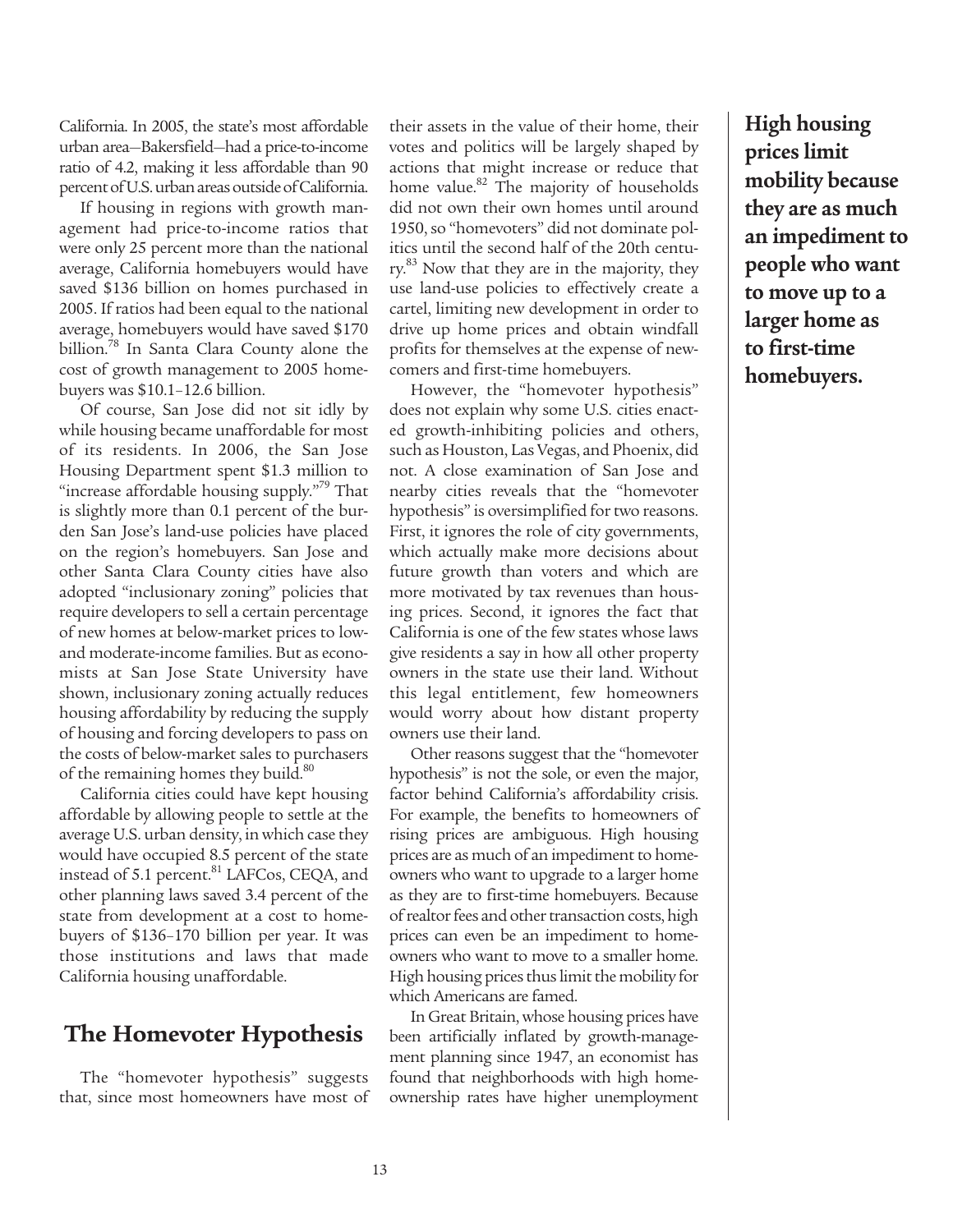California. In 2005, the state's most affordable urban area—Bakersfield—had a price-to-income ratio of 4.2, making it less affordable than 90 percent of U.S. urban areas outside of California.

If housing in regions with growth management had price-to-income ratios that were only 25 percent more than the national average, California homebuyers would have saved \$136 billion on homes purchased in 2005. If ratios had been equal to the national average, homebuyers would have saved \$170 billion.[78] In Santa Clara County alone the cost of growth management to 2005 homebuyers was \$10.1–12.6 billion.

Of course, San Jose did not sit idly by while housing became unaffordable for most of its residents. In 2006, the San Jose Housing Department spent \$1.3 million to "increase affordable housing supply."[79] That is slightly more than 0.1 percent of the burden San Jose's land-use policies have placed on the region's homebuyers. San Jose and other Santa Clara County cities have also adopted "inclusionary zoning" policies that require developers to sell a certain percentage of new homes at below-market prices to low- and moderate-income families. But as economists at San Jose State University have shown, inclusionary zoning actually reduces housing affordability by reducing the supply of housing and forcing developers to pass on the costs of below-market sales to purchasers of the remaining homes they build.[80]

California cities could have kept housing affordable by allowing people to settle at the average U.S. urban density, in which case they would have occupied 8.5 percent of the state instead of 5.1 percent.[81] LAFCos, CEQA, and other planning laws saved 3.4 percent of the state from development at a cost to homebuyers of \$136–170 billion per year. It was those institutions and laws that made California housing unaffordable.

## The Homevoter Hypothesis

The "homevoter hypothesis" suggests that, since most homeowners have most of their assets in the value of their home, their votes and politics will be largely shaped by actions that might increase or reduce that home value.[82] The majority of households did not own their own homes until around 1950, so "homevoters" did not dominate politics until the second half of the 20th century.[83] Now that they are in the majority, they use land-use policies to effectively create a cartel, limiting new development in order to drive up home prices and obtain windfall profits for themselves at the expense of newcomers and first-time homebuyers.

However, the "homevoter hypothesis" does not explain why some U.S. cities enacted growth-inhibiting policies and others, such as Houston, Las Vegas, and Phoenix, did not. A close examination of San Jose and nearby cities reveals that the "homevoter hypothesis" is oversimplified for two reasons. First, it ignores the role of city governments, which actually make more decisions about future growth than voters and which are more motivated by tax revenues than housing prices. Second, it ignores the fact that California is one of the few states whose laws give residents a say in how all other property owners in the state use their land. Without this legal entitlement, few homeowners would worry about how distant property owners use their land.

Other reasons suggest that the "homevoter hypothesis" is not the sole, or even the major, factor behind California's affordability crisis. For example, the benefits to homeowners of rising prices are ambiguous. High housing prices are as much of an impediment to homeowners who want to upgrade to a larger home as they are to first-time homebuyers. Because of realtor fees and other transaction costs, high prices can even be an impediment to homeowners who want to move to a smaller home. High housing prices thus limit the mobility for which Americans are famed.

**High housing prices limit mobility because they are as much an impediment to people who want to move up to a larger home as to first-time homebuyers.**

In Great Britain, whose housing prices have been artificially inflated by growth-management planning since 1947, an economist has found that neighborhoods with high homeownership rates have higher unemployment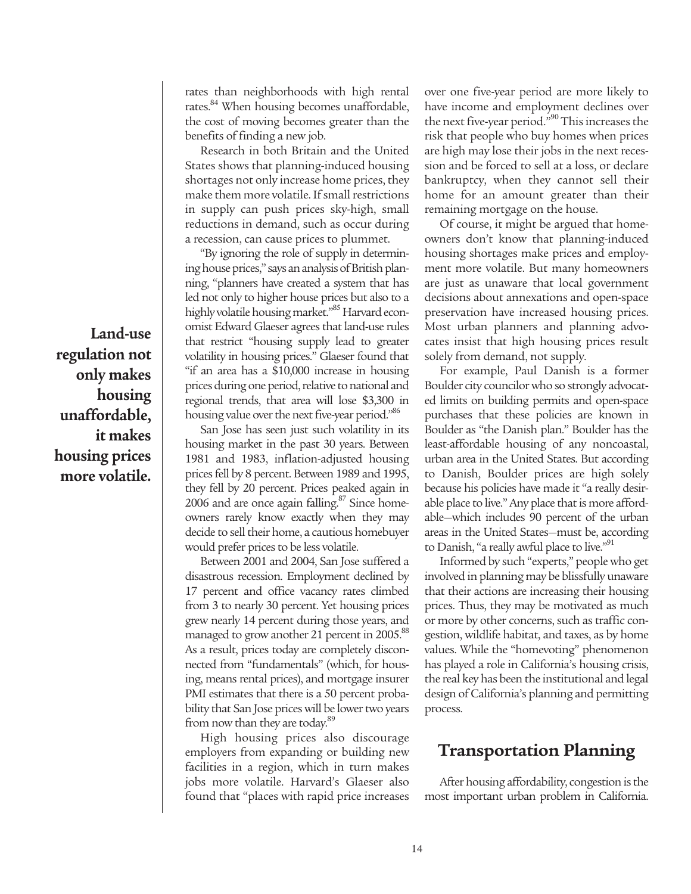rates than neighborhoods with high rental rates.[84] When housing becomes unaffordable, the cost of moving becomes greater than the benefits of finding a new job.

Research in both Britain and the United States shows that planning-induced housing shortages not only increase home prices, they make them more volatile. If small restrictions in supply can push prices sky-high, small reductions in demand, such as occur during a recession, can cause prices to plummet.

**Land-use regulation not only makes housing unaffordable, it makes housing prices more volatile.**

"By ignoring the role of supply in determining house prices," says an analysis of British planning, "planners have created a system that has led not only to higher house prices but also to a highly volatile housing market."[85] Harvard economist Edward Glaeser agrees that land-use rules that restrict "housing supply lead to greater volatility in housing prices." Glaeser found that "if an area has a $10,000 increase in housing prices during one period, relative to national and regional trends, that area will lose $3,300 in housing value over the next five-year period."[86]

San Jose has seen just such volatility in its housing market in the past 30 years. Between 1981 and 1983, inflation-adjusted housing prices fell by 8 percent. Between 1989 and 1995, they fell by 20 percent. Prices peaked again in 2006 and are once again falling.[87] Since homeowners rarely know exactly when they may decide to sell their home, a cautious homebuyer would prefer prices to be less volatile.

Between 2001 and 2004, San Jose suffered a disastrous recession. Employment declined by 17 percent and office vacancy rates climbed from 3 to nearly 30 percent. Yet housing prices grew nearly 14 percent during those years, and managed to grow another 21 percent in 2005.[88] As a result, prices today are completely disconnected from "fundamentals" (which, for housing, means rental prices), and mortgage insurer PMI estimates that there is a 50 percent probability that San Jose prices will be lower two years from now than they are today.[89]

High housing prices also discourage employers from expanding or building new facilities in a region, which in turn makes jobs more volatile. Harvard's Glaeser also found that "places with rapid price increases over one five-year period are more likely to have income and employment declines over the next five-year period."[90] This increases the risk that people who buy homes when prices are high may lose their jobs in the next recession and be forced to sell at a loss, or declare bankruptcy, when they cannot sell their home for an amount greater than their remaining mortgage on the house.

Of course, it might be argued that homeowners don't know that planning-induced housing shortages make prices and employment more volatile. But many homeowners are just as unaware that local government decisions about annexations and open-space preservation have increased housing prices. Most urban planners and planning advocates insist that high housing prices result solely from demand, not supply.

For example, Paul Danish is a former Boulder city councilor who so strongly advocated limits on building permits and open-space purchases that these policies are known in Boulder as "the Danish plan." Boulder has the least-affordable housing of any noncoastal, urban area in the United States. But according to Danish, Boulder prices are high solely because his policies have made it "a really desirable place to live." Any place that is more affordable—which includes 90 percent of the urban areas in the United States—must be, according to Danish, "a really awful place to live."[91]

Informed by such "experts," people who get involved in planning may be blissfully unaware that their actions are increasing their housing prices. Thus, they may be motivated as much or more by other concerns, such as traffic congestion, wildlife habitat, and taxes, as by home values. While the "homevoting" phenomenon has played a role in California's housing crisis, the real key has been the institutional and legal design of California's planning and permitting process.

## Transportation Planning

After housing affordability, congestion is the most important urban problem in California.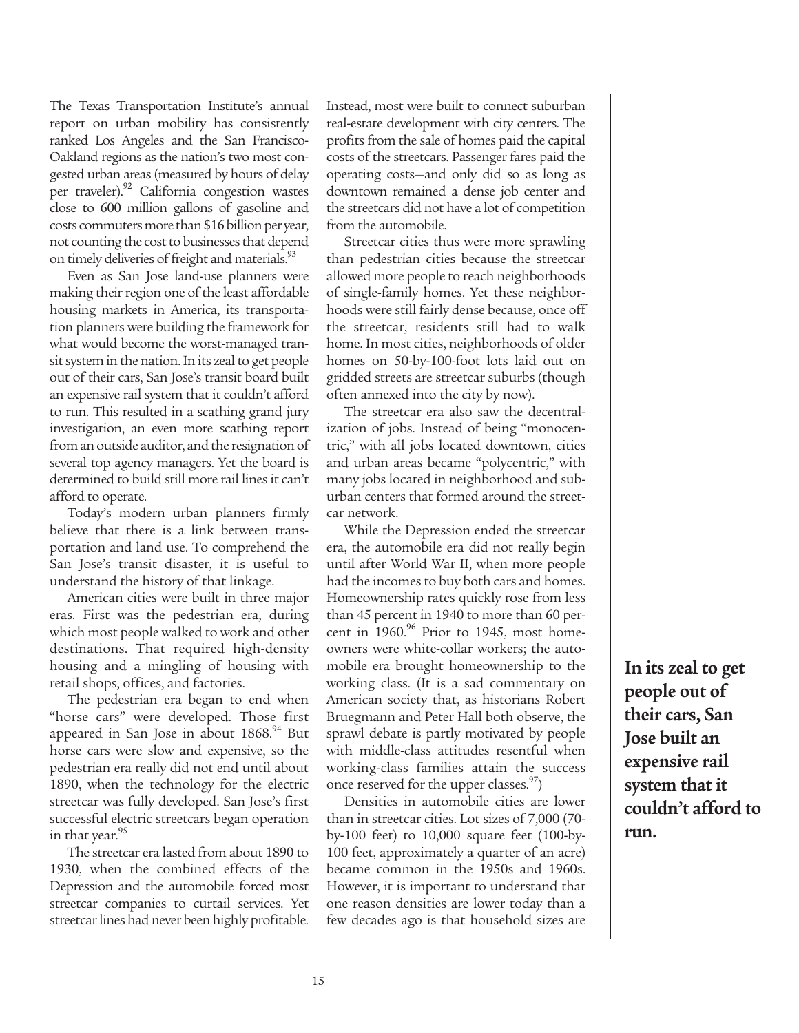The Texas Transportation Institute's annual report on urban mobility has consistently ranked Los Angeles and the San Francisco-Oakland regions as the nation's two most congested urban areas (measured by hours of delay per traveler).[92] California congestion wastes close to 600 million gallons of gasoline and costs commuters more than $16 billion per year, not counting the cost to businesses that depend on timely deliveries of freight and materials.[93]

Even as San Jose land-use planners were making their region one of the least affordable housing markets in America, its transportation planners were building the framework for what would become the worst-managed transit system in the nation. In its zeal to get people out of their cars, San Jose's transit board built an expensive rail system that it couldn't afford to run. This resulted in a scathing grand jury investigation, an even more scathing report from an outside auditor, and the resignation of several top agency managers. Yet the board is determined to build still more rail lines it can't afford to operate.

Today's modern urban planners firmly believe that there is a link between transportation and land use. To comprehend the San Jose's transit disaster, it is useful to understand the history of that linkage.

American cities were built in three major eras. First was the pedestrian era, during which most people walked to work and other destinations. That required high-density housing and a mingling of housing with retail shops, offices, and factories.

The pedestrian era began to end when "horse cars" were developed. Those first appeared in San Jose in about 1868.[94] But horse cars were slow and expensive, so the pedestrian era really did not end until about 1890, when the technology for the electric streetcar was fully developed. San Jose's first successful electric streetcars began operation in that year.[95]

The streetcar era lasted from about 1890 to 1930, when the combined effects of the Depression and the automobile forced most streetcar companies to curtail services. Yet streetcar lines had never been highly profitable. Instead, most were built to connect suburban real-estate development with city centers. The profits from the sale of homes paid the capital costs of the streetcars. Passenger fares paid the operating costs—and only did so as long as downtown remained a dense job center and the streetcars did not have a lot of competition from the automobile.

Streetcar cities thus were more sprawling than pedestrian cities because the streetcar allowed more people to reach neighborhoods of single-family homes. Yet these neighborhoods were still fairly dense because, once off the streetcar, residents still had to walk home. In most cities, neighborhoods of older homes on 50-by-100-foot lots laid out on gridded streets are streetcar suburbs (though often annexed into the city by now).

The streetcar era also saw the decentralization of jobs. Instead of being "monocentric," with all jobs located downtown, cities and urban areas became "polycentric," with many jobs located in neighborhood and suburban centers that formed around the streetcar network.

While the Depression ended the streetcar era, the automobile era did not really begin until after World War II, when more people had the incomes to buy both cars and homes. Homeownership rates quickly rose from less than 45 percent in 1940 to more than 60 percent in 1960.[96] Prior to 1945, most homeowners were white-collar workers; the automobile era brought homeownership to the working class. (It is a sad commentary on American society that, as historians Robert Bruegmann and Peter Hall both observe, the sprawl debate is partly motivated by people with middle-class attitudes resentful when working-class families attain the success once reserved for the upper classes.[97])

Densities in automobile cities are lower than in streetcar cities. Lot sizes of 7,000 (70-by-100 feet) to 10,000 square feet (100-by-100 feet, approximately a quarter of an acre) became common in the 1950s and 1960s. However, it is important to understand that one reason densities are lower today than a few decades ago is that household sizes are

**In its zeal to get people out of their cars, San Jose built an expensive rail system that it couldn't afford to run.**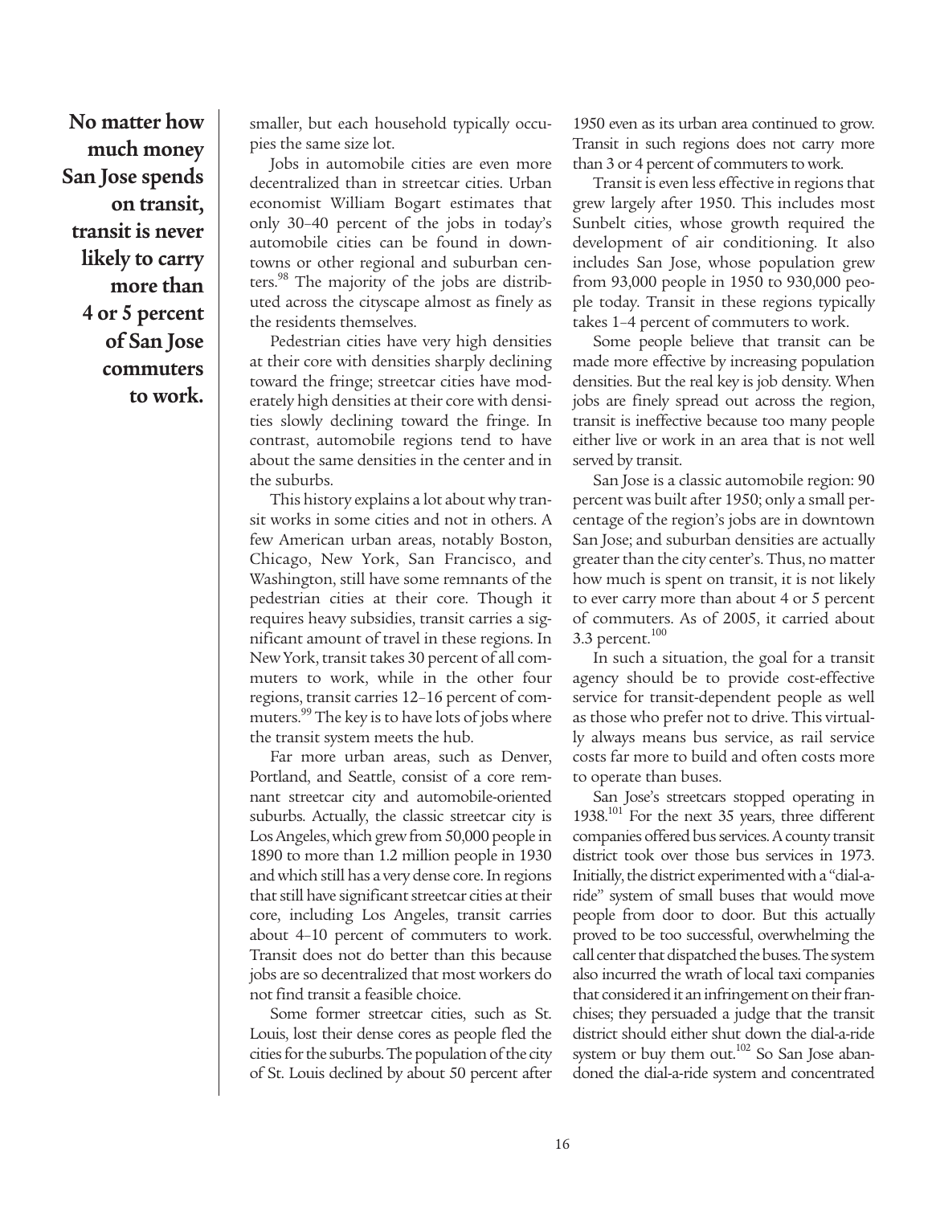**No matter how much money San Jose spends on transit, transit is never likely to carry more than 4 or 5 percent of San Jose commuters to work.**

smaller, but each household typically occupies the same size lot.

Jobs in automobile cities are even more decentralized than in streetcar cities. Urban economist William Bogart estimates that only 30–40 percent of the jobs in today's automobile cities can be found in downtowns or other regional and suburban centers.[98] The majority of the jobs are distributed across the cityscape almost as finely as the residents themselves.

Pedestrian cities have very high densities at their core with densities sharply declining toward the fringe; streetcar cities have moderately high densities at their core with densities slowly declining toward the fringe. In contrast, automobile regions tend to have about the same densities in the center and in the suburbs.

This history explains a lot about why transit works in some cities and not in others. A few American urban areas, notably Boston, Chicago, New York, San Francisco, and Washington, still have some remnants of the pedestrian cities at their core. Though it requires heavy subsidies, transit carries a significant amount of travel in these regions. In New York, transit takes 30 percent of all commuters to work, while in the other four regions, transit carries 12–16 percent of commuters.[99] The key is to have lots of jobs where the transit system meets the hub.

Far more urban areas, such as Denver, Portland, and Seattle, consist of a core remnant streetcar city and automobile-oriented suburbs. Actually, the classic streetcar city is Los Angeles, which grew from 50,000 people in 1890 to more than 1.2 million people in 1930 and which still has a very dense core. In regions that still have significant streetcar cities at their core, including Los Angeles, transit carries about 4–10 percent of commuters to work. Transit does not do better than this because jobs are so decentralized that most workers do not find transit a feasible choice.

Some former streetcar cities, such as St. Louis, lost their dense cores as people fled the cities for the suburbs. The population of the city of St. Louis declined by about 50 percent after 1950 even as its urban area continued to grow. Transit in such regions does not carry more than 3 or 4 percent of commuters to work.

Transit is even less effective in regions that grew largely after 1950. This includes most Sunbelt cities, whose growth required the development of air conditioning. It also includes San Jose, whose population grew from 93,000 people in 1950 to 930,000 people today. Transit in these regions typically takes 1–4 percent of commuters to work.

Some people believe that transit can be made more effective by increasing population densities. But the real key is job density. When jobs are finely spread out across the region, transit is ineffective because too many people either live or work in an area that is not well served by transit.

San Jose is a classic automobile region: 90 percent was built after 1950; only a small percentage of the region's jobs are in downtown San Jose; and suburban densities are actually greater than the city center's. Thus, no matter how much is spent on transit, it is not likely to ever carry more than about 4 or 5 percent of commuters. As of 2005, it carried about 3.3 percent.[100]

In such a situation, the goal for a transit agency should be to provide cost-effective service for transit-dependent people as well as those who prefer not to drive. This virtually always means bus service, as rail service costs far more to build and often costs more to operate than buses.

San Jose's streetcars stopped operating in 1938.[101] For the next 35 years, three different companies offered bus services. A county transit district took over those bus services in 1973. Initially, the district experimented with a "dial-a-ride" system of small buses that would move people from door to door. But this actually proved to be too successful, overwhelming the call center that dispatched the buses. The system also incurred the wrath of local taxi companies that considered it an infringement on their franchises; they persuaded a judge that the transit district should either shut down the dial-a-ride system or buy them out.[102] So San Jose abandoned the dial-a-ride system and concentrated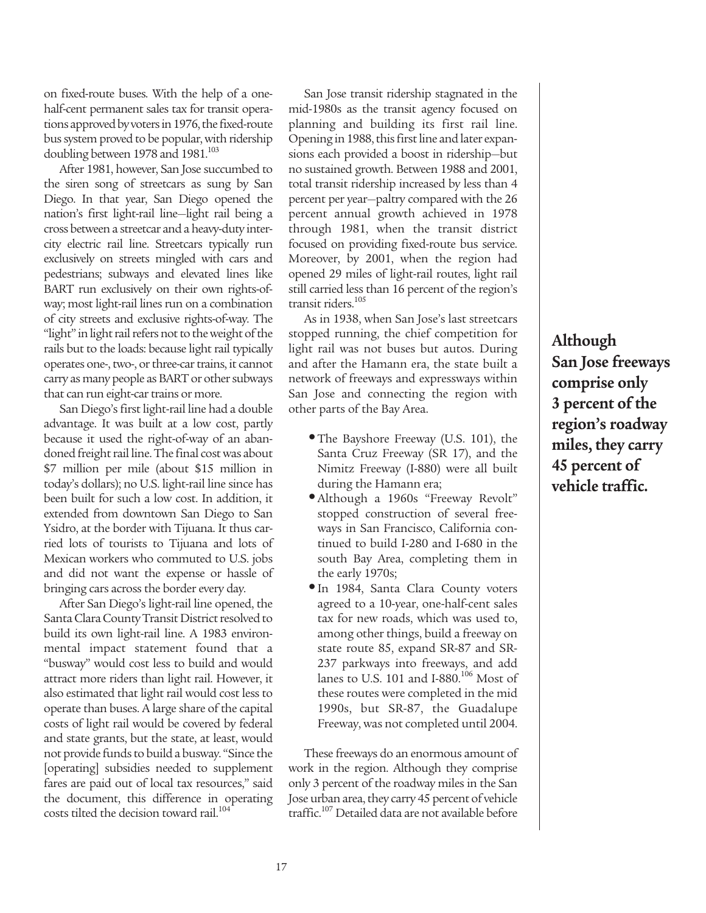on fixed-route buses. With the help of a one-half-cent permanent sales tax for transit operations approved by voters in 1976, the fixed-route bus system proved to be popular, with ridership doubling between 1978 and 1981.[103]

After 1981, however, San Jose succumbed to the siren song of streetcars as sung by San Diego. In that year, San Diego opened the nation's first light-rail line—light rail being a cross between a streetcar and a heavy-duty intercity electric rail line. Streetcars typically run exclusively on streets mingled with cars and pedestrians; subways and elevated lines like BART run exclusively on their own rights-of-way; most light-rail lines run on a combination of city streets and exclusive rights-of-way. The "light" in light rail refers not to the weight of the rails but to the loads: because light rail typically operates one-, two-, or three-car trains, it cannot carry as many people as BART or other subways that can run eight-car trains or more.

San Diego's first light-rail line had a double advantage. It was built at a low cost, partly because it used the right-of-way of an abandoned freight rail line. The final cost was about $7 million per mile (about $15 million in today's dollars); no U.S. light-rail line since has been built for such a low cost. In addition, it extended from downtown San Diego to San Ysidro, at the border with Tijuana. It thus carried lots of tourists to Tijuana and lots of Mexican workers who commuted to U.S. jobs and did not want the expense or hassle of bringing cars across the border every day.

After San Diego's light-rail line opened, the Santa Clara County Transit District resolved to build its own light-rail line. A 1983 environmental impact statement found that a "busway" would cost less to build and would attract more riders than light rail. However, it also estimated that light rail would cost less to operate than buses. A large share of the capital costs of light rail would be covered by federal and state grants, but the state, at least, would not provide funds to build a busway. "Since the [operating] subsidies needed to supplement fares are paid out of local tax resources," said the document, this difference in operating costs tilted the decision toward rail.[104]

San Jose transit ridership stagnated in the mid-1980s as the transit agency focused on planning and building its first rail line. Opening in 1988, this first line and later expansions each provided a boost in ridership—but no sustained growth. Between 1988 and 2001, total transit ridership increased by less than 4 percent per year—paltry compared with the 26 percent annual growth achieved in 1978 through 1981, when the transit district focused on providing fixed-route bus service. Moreover, by 2001, when the region had opened 29 miles of light-rail routes, light rail still carried less than 16 percent of the region's transit riders.[105]

As in 1938, when San Jose's last streetcars stopped running, the chief competition for light rail was not buses but autos. During and after the Hamann era, the state built a network of freeways and expressways within San Jose and connecting the region with other parts of the Bay Area.

- The Bayshore Freeway (U.S. 101), the Santa Cruz Freeway (SR 17), and the Nimitz Freeway (I-880) were all built during the Hamann era;
- Although a 1960s "Freeway Revolt" stopped construction of several freeways in San Francisco, California continued to build I-280 and I-680 in the south Bay Area, completing them in the early 1970s;
- In 1984, Santa Clara County voters agreed to a 10-year, one-half-cent sales tax for new roads, which was used to, among other things, build a freeway on state route 85, expand SR-87 and SR-237 parkways into freeways, and add lanes to U.S. 101 and I-880.[106] Most of these routes were completed in the mid 1990s, but SR-87, the Guadalupe Freeway, was not completed until 2004.

These freeways do an enormous amount of work in the region. Although they comprise only 3 percent of the roadway miles in the San Jose urban area, they carry 45 percent of vehicle traffic.[107] Detailed data are not available before

**Although San Jose freeways comprise only 3 percent of the region's roadway miles, they carry 45 percent of vehicle traffic.**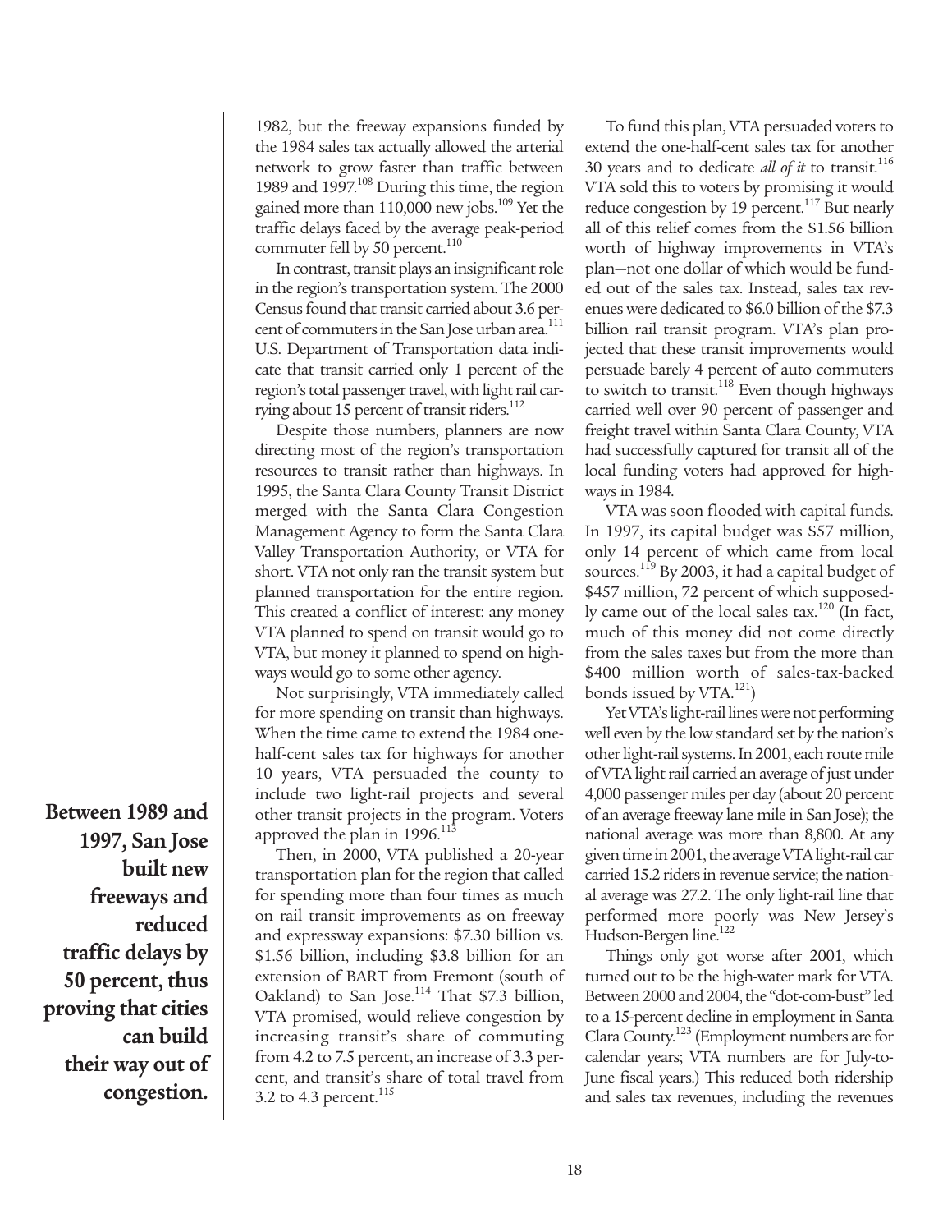1982, but the freeway expansions funded by the 1984 sales tax actually allowed the arterial network to grow faster than traffic between 1989 and 1997.[108] During this time, the region gained more than 110,000 new jobs.[109] Yet the traffic delays faced by the average peak-period commuter fell by 50 percent.[110]

In contrast, transit plays an insignificant role in the region's transportation system. The 2000 Census found that transit carried about 3.6 percent of commuters in the San Jose urban area.[111] U.S. Department of Transportation data indicate that transit carried only 1 percent of the region's total passenger travel, with light rail carrying about 15 percent of transit riders.[112]

Despite those numbers, planners are now directing most of the region's transportation resources to transit rather than highways. In 1995, the Santa Clara County Transit District merged with the Santa Clara Congestion Management Agency to form the Santa Clara Valley Transportation Authority, or VTA for short. VTA not only ran the transit system but planned transportation for the entire region. This created a conflict of interest: any money VTA planned to spend on transit would go to VTA, but money it planned to spend on highways would go to some other agency.

Not surprisingly, VTA immediately called for more spending on transit than highways. When the time came to extend the 1984 one-half-cent sales tax for highways for another 10 years, VTA persuaded the county to include two light-rail projects and several other transit projects in the program. Voters approved the plan in 1996.[113]

**Between 1989 and 1997, San Jose built new freeways and reduced traffic delays by 50 percent, thus proving that cities can build their way out of congestion.**

Then, in 2000, VTA published a 20-year transportation plan for the region that called for spending more than four times as much on rail transit improvements as on freeway and expressway expansions: \$7.30 billion vs. \$1.56 billion, including \$3.8 billion for an extension of BART from Fremont (south of Oakland) to San Jose.[114] That \$7.3 billion, VTA promised, would relieve congestion by increasing transit's share of commuting from 4.2 to 7.5 percent, an increase of 3.3 percent, and transit's share of total travel from 3.2 to 4.3 percent.[115]

To fund this plan, VTA persuaded voters to extend the one-half-cent sales tax for another 30 years and to dedicate *all of it* to transit.[116] VTA sold this to voters by promising it would reduce congestion by 19 percent.[117] But nearly all of this relief comes from the \$1.56 billion worth of highway improvements in VTA's plan—not one dollar of which would be funded out of the sales tax. Instead, sales tax revenues were dedicated to \$6.0 billion of the \$7.3 billion rail transit program. VTA's plan projected that these transit improvements would persuade barely 4 percent of auto commuters to switch to transit.[118] Even though highways carried well over 90 percent of passenger and freight travel within Santa Clara County, VTA had successfully captured for transit all of the local funding voters had approved for highways in 1984.

VTA was soon flooded with capital funds. In 1997, its capital budget was \$57 million, only 14 percent of which came from local sources.[119] By 2003, it had a capital budget of \$457 million, 72 percent of which supposedly came out of the local sales tax.[120] (In fact, much of this money did not come directly from the sales taxes but from the more than \$400 million worth of sales-tax-backed bonds issued by VTA.[121])

Yet VTA's light-rail lines were not performing well even by the low standard set by the nation's other light-rail systems. In 2001, each route mile of VTA light rail carried an average of just under 4,000 passenger miles per day (about 20 percent of an average freeway lane mile in San Jose); the national average was more than 8,800. At any given time in 2001, the average VTA light-rail car carried 15.2 riders in revenue service; the national average was 27.2. The only light-rail line that performed more poorly was New Jersey's Hudson-Bergen line.[122]

Things only got worse after 2001, which turned out to be the high-water mark for VTA. Between 2000 and 2004, the "dot-com-bust" led to a 15-percent decline in employment in Santa Clara County.[123] (Employment numbers are for calendar years; VTA numbers are for July-to-June fiscal years.) This reduced both ridership and sales tax revenues, including the revenues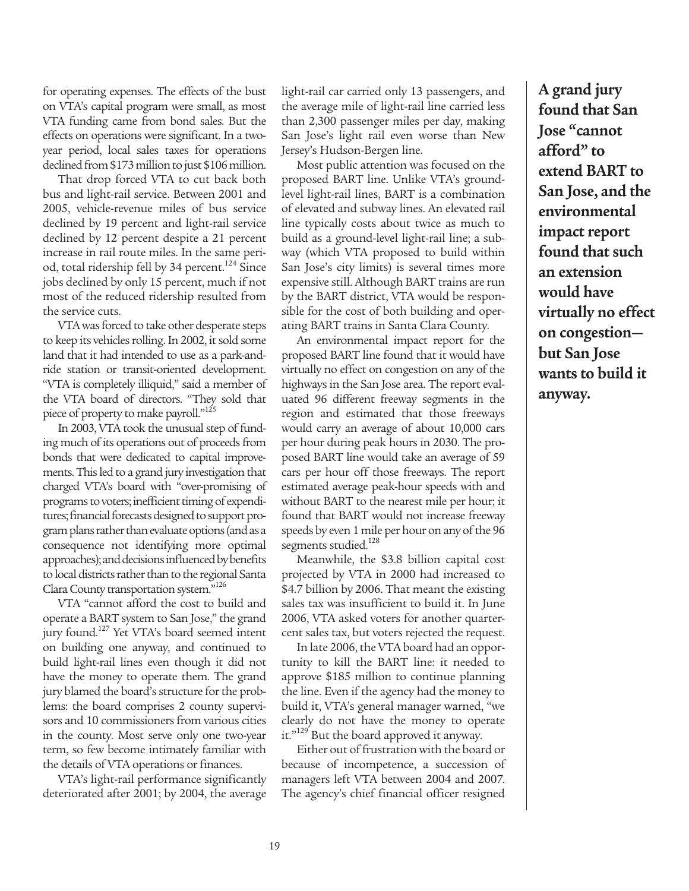for operating expenses. The effects of the bust on VTA's capital program were small, as most VTA funding came from bond sales. But the effects on operations were significant. In a two-year period, local sales taxes for operations declined from $173 million to just $106 million.

That drop forced VTA to cut back both bus and light-rail service. Between 2001 and 2005, vehicle-revenue miles of bus service declined by 19 percent and light-rail service declined by 12 percent despite a 21 percent increase in rail route miles. In the same period, total ridership fell by 34 percent.[124] Since jobs declined by only 15 percent, much if not most of the reduced ridership resulted from the service cuts.

VTA was forced to take other desperate steps to keep its vehicles rolling. In 2002, it sold some land that it had intended to use as a park-and-ride station or transit-oriented development. "VTA is completely illiquid," said a member of the VTA board of directors. "They sold that piece of property to make payroll."[125]

In 2003, VTA took the unusual step of funding much of its operations out of proceeds from bonds that were dedicated to capital improvements. This led to a grand jury investigation that charged VTA's board with "over-promising of programs to voters; inefficient timing of expenditures; financial forecasts designed to support program plans rather than evaluate options (and as a consequence not identifying more optimal approaches); and decisions influenced by benefits to local districts rather than to the regional Santa Clara County transportation system."[126]

VTA "cannot afford the cost to build and operate a BART system to San Jose," the grand jury found.[127] Yet VTA's board seemed intent on building one anyway, and continued to build light-rail lines even though it did not have the money to operate them. The grand jury blamed the board's structure for the problems: the board comprises 2 county supervisors and 10 commissioners from various cities in the county. Most serve only one two-year term, so few become intimately familiar with the details of VTA operations or finances.

VTA's light-rail performance significantly deteriorated after 2001; by 2004, the average light-rail car carried only 13 passengers, and the average mile of light-rail line carried less than 2,300 passenger miles per day, making San Jose's light rail even worse than New Jersey's Hudson-Bergen line.

Most public attention was focused on the proposed BART line. Unlike VTA's ground-level light-rail lines, BART is a combination of elevated and subway lines. An elevated rail line typically costs about twice as much to build as a ground-level light-rail line; a subway (which VTA proposed to build within San Jose's city limits) is several times more expensive still. Although BART trains are run by the BART district, VTA would be responsible for the cost of both building and operating BART trains in Santa Clara County.

An environmental impact report for the proposed BART line found that it would have virtually no effect on congestion on any of the highways in the San Jose area. The report evaluated 96 different freeway segments in the region and estimated that those freeways would carry an average of about 10,000 cars per hour during peak hours in 2030. The proposed BART line would take an average of 59 cars per hour off those freeways. The report estimated average peak-hour speeds with and without BART to the nearest mile per hour; it found that BART would not increase freeway speeds by even 1 mile per hour on any of the 96 segments studied.[128]

Meanwhile, the $3.8 billion capital cost projected by VTA in 2000 had increased to $4.7 billion by 2006. That meant the existing sales tax was insufficient to build it. In June 2006, VTA asked voters for another quarter-cent sales tax, but voters rejected the request.

In late 2006, the VTA board had an opportunity to kill the BART line: it needed to approve $185 million to continue planning the line. Even if the agency had the money to build it, VTA's general manager warned, "we clearly do not have the money to operate it."[129] But the board approved it anyway.

Either out of frustration with the board or because of incompetence, a succession of managers left VTA between 2004 and 2007. The agency's chief financial officer resigned

**A grand jury found that San Jose "cannot afford" to extend BART to San Jose, and the environmental impact report found that such an extension would have virtually no effect on congestion—but San Jose wants to build it anyway.**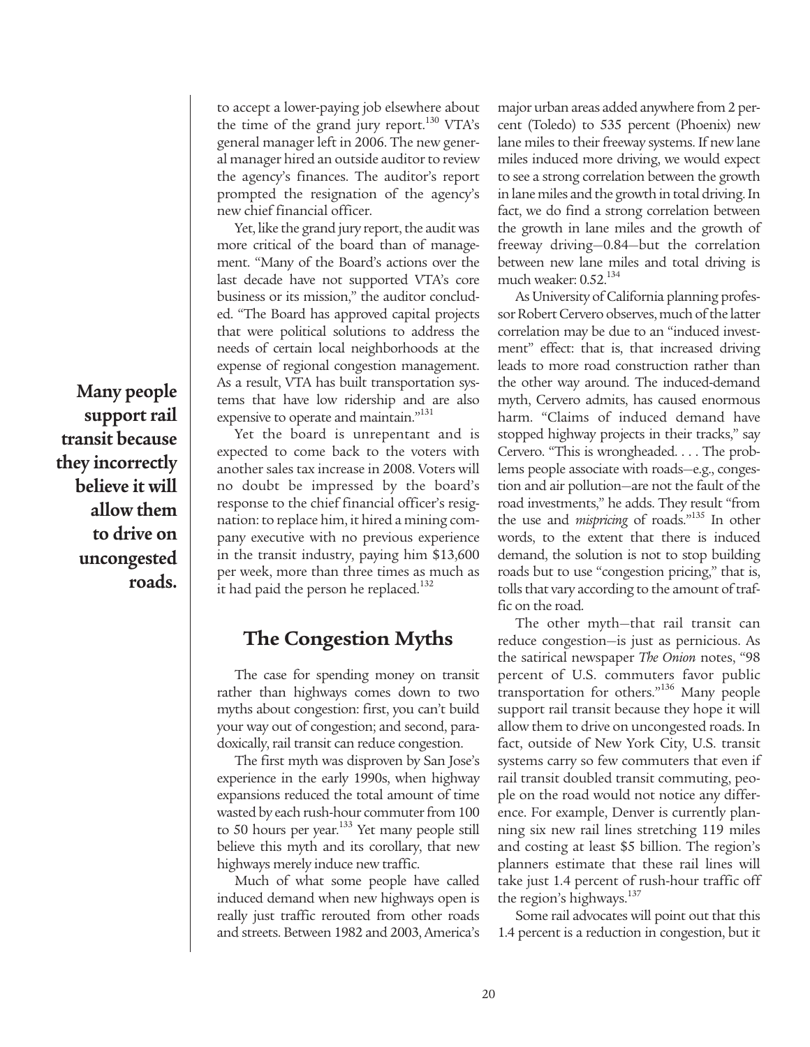to accept a lower-paying job elsewhere about the time of the grand jury report.[130] VTA's general manager left in 2006. The new general manager hired an outside auditor to review the agency's finances. The auditor's report prompted the resignation of the agency's new chief financial officer.

Yet, like the grand jury report, the audit was more critical of the board than of management. "Many of the Board's actions over the last decade have not supported VTA's core business or its mission," the auditor concluded. "The Board has approved capital projects that were political solutions to address the needs of certain local neighborhoods at the expense of regional congestion management. As a result, VTA has built transportation systems that have low ridership and are also expensive to operate and maintain."[131]

**Many people support rail transit because they incorrectly believe it will allow them to drive on uncongested roads.**

Yet the board is unrepentant and is expected to come back to the voters with another sales tax increase in 2008. Voters will no doubt be impressed by the board's response to the chief financial officer's resignation: to replace him, it hired a mining company executive with no previous experience in the transit industry, paying him $13,600 per week, more than three times as much as it had paid the person he replaced.[132]

## The Congestion Myths

The case for spending money on transit rather than highways comes down to two myths about congestion: first, you can't build your way out of congestion; and second, paradoxically, rail transit can reduce congestion.

The first myth was disproven by San Jose's experience in the early 1990s, when highway expansions reduced the total amount of time wasted by each rush-hour commuter from 100 to 50 hours per year.[133] Yet many people still believe this myth and its corollary, that new highways merely induce new traffic.

Much of what some people have called induced demand when new highways open is really just traffic rerouted from other roads and streets. Between 1982 and 2003, America's major urban areas added anywhere from 2 percent (Toledo) to 535 percent (Phoenix) new lane miles to their freeway systems. If new lane miles induced more driving, we would expect to see a strong correlation between the growth in lane miles and the growth in total driving. In fact, we do find a strong correlation between the growth in lane miles and the growth of freeway driving—0.84—but the correlation between new lane miles and total driving is much weaker: 0.52.[134]

As University of California planning professor Robert Cervero observes, much of the latter correlation may be due to an "induced investment" effect: that is, that increased driving leads to more road construction rather than the other way around. The induced-demand myth, Cervero admits, has caused enormous harm. "Claims of induced demand have stopped highway projects in their tracks," say Cervero. "This is wrongheaded. . . . The problems people associate with roads—e.g., congestion and air pollution—are not the fault of the road investments," he adds. They result "from the use and *mispricing* of roads."[135] In other words, to the extent that there is induced demand, the solution is not to stop building roads but to use "congestion pricing," that is, tolls that vary according to the amount of traffic on the road.

The other myth—that rail transit can reduce congestion—is just as pernicious. As the satirical newspaper *The Onion* notes, "98 percent of U.S. commuters favor public transportation for others."[136] Many people support rail transit because they hope it will allow them to drive on uncongested roads. In fact, outside of New York City, U.S. transit systems carry so few commuters that even if rail transit doubled transit commuting, people on the road would not notice any difference. For example, Denver is currently planning six new rail lines stretching 119 miles and costing at least $5 billion. The region's planners estimate that these rail lines will take just 1.4 percent of rush-hour traffic off the region's highways.[137]

Some rail advocates will point out that this 1.4 percent is a reduction in congestion, but it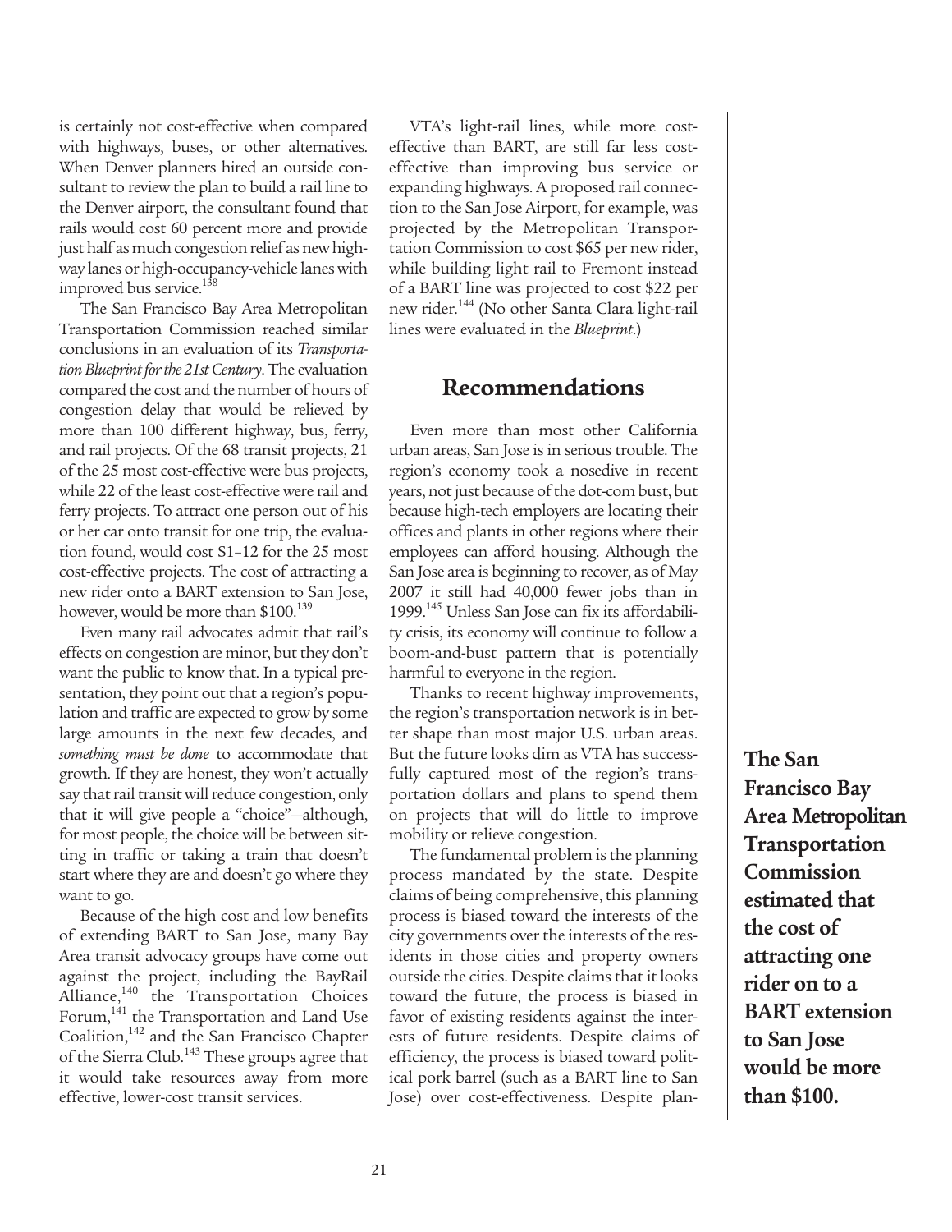is certainly not cost-effective when compared with highways, buses, or other alternatives. When Denver planners hired an outside consultant to review the plan to build a rail line to the Denver airport, the consultant found that rails would cost 60 percent more and provide just half as much congestion relief as new highway lanes or high-occupancy-vehicle lanes with improved bus service.[138]

The San Francisco Bay Area Metropolitan Transportation Commission reached similar conclusions in an evaluation of its *Transportation Blueprint for the 21st Century*. The evaluation compared the cost and the number of hours of congestion delay that would be relieved by more than 100 different highway, bus, ferry, and rail projects. Of the 68 transit projects, 21 of the 25 most cost-effective were bus projects, while 22 of the least cost-effective were rail and ferry projects. To attract one person out of his or her car onto transit for one trip, the evaluation found, would cost $1–12 for the 25 most cost-effective projects. The cost of attracting a new rider onto a BART extension to San Jose, however, would be more than $100.[139]

Even many rail advocates admit that rail's effects on congestion are minor, but they don't want the public to know that. In a typical presentation, they point out that a region's population and traffic are expected to grow by some large amounts in the next few decades, and *something must be done* to accommodate that growth. If they are honest, they won't actually say that rail transit will reduce congestion, only that it will give people a "choice"—although, for most people, the choice will be between sitting in traffic or taking a train that doesn't start where they are and doesn't go where they want to go.

Because of the high cost and low benefits of extending BART to San Jose, many Bay Area transit advocacy groups have come out against the project, including the BayRail Alliance,[140] the Transportation Choices Forum,[141] the Transportation and Land Use Coalition,[142] and the San Francisco Chapter of the Sierra Club.[143] These groups agree that it would take resources away from more effective, lower-cost transit services.

VTA's light-rail lines, while more cost-effective than BART, are still far less cost-effective than improving bus service or expanding highways. A proposed rail connection to the San Jose Airport, for example, was projected by the Metropolitan Transportation Commission to cost $65 per new rider, while building light rail to Fremont instead of a BART line was projected to cost $22 per new rider.[144] (No other Santa Clara light-rail lines were evaluated in the *Blueprint*.)

## Recommendations

Even more than most other California urban areas, San Jose is in serious trouble. The region's economy took a nosedive in recent years, not just because of the dot-com bust, but because high-tech employers are locating their offices and plants in other regions where their employees can afford housing. Although the San Jose area is beginning to recover, as of May 2007 it still had 40,000 fewer jobs than in 1999.[145] Unless San Jose can fix its affordability crisis, its economy will continue to follow a boom-and-bust pattern that is potentially harmful to everyone in the region.

Thanks to recent highway improvements, the region's transportation network is in better shape than most major U.S. urban areas. But the future looks dim as VTA has successfully captured most of the region's transportation dollars and plans to spend them on projects that will do little to improve mobility or relieve congestion.

The fundamental problem is the planning process mandated by the state. Despite claims of being comprehensive, this planning process is biased toward the interests of the city governments over the interests of the residents in those cities and property owners outside the cities. Despite claims that it looks toward the future, the process is biased in favor of existing residents against the interests of future residents. Despite claims of efficiency, the process is biased toward political pork barrel (such as a BART line to San Jose) over cost-effectiveness. Despite plan-

**The San Francisco Bay Area Metropolitan Transportation Commission estimated that the cost of attracting one rider on to a BART extension to San Jose would be more than $100.**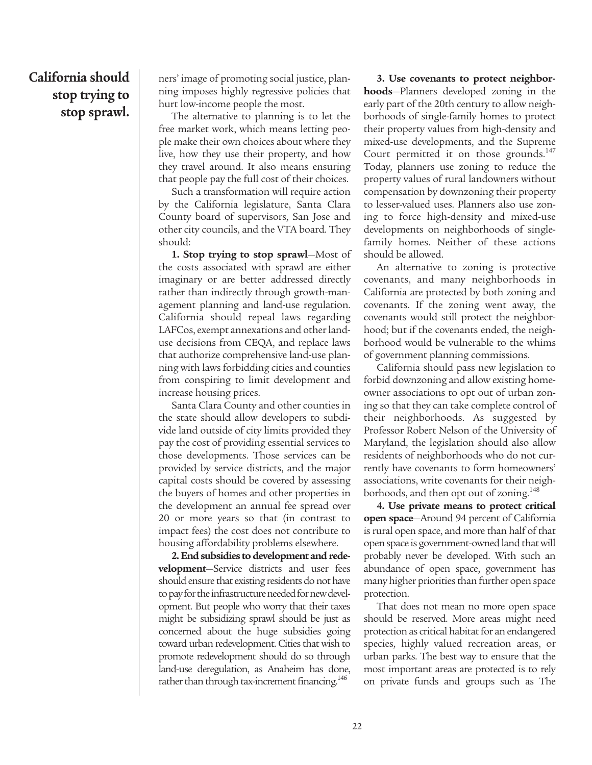**California should stop trying to stop sprawl.**

ners' image of promoting social justice, planning imposes highly regressive policies that hurt low-income people the most.

The alternative to planning is to let the free market work, which means letting people make their own choices about where they live, how they use their property, and how they travel around. It also means ensuring that people pay the full cost of their choices.

Such a transformation will require action by the California legislature, Santa Clara County board of supervisors, San Jose and other city councils, and the VTA board. They should:

**1. Stop trying to stop sprawl**—Most of the costs associated with sprawl are either imaginary or are better addressed directly rather than indirectly through growth-management planning and land-use regulation. California should repeal laws regarding LAFCos, exempt annexations and other land-use decisions from CEQA, and replace laws that authorize comprehensive land-use planning with laws forbidding cities and counties from conspiring to limit development and increase housing prices.

Santa Clara County and other counties in the state should allow developers to subdivide land outside of city limits provided they pay the cost of providing essential services to those developments. Those services can be provided by service districts, and the major capital costs should be covered by assessing the buyers of homes and other properties in the development an annual fee spread over 20 or more years so that (in contrast to impact fees) the cost does not contribute to housing affordability problems elsewhere.

**2. End subsidies to development and redevelopment**—Service districts and user fees should ensure that existing residents do not have to pay for the infrastructure needed for new development. But people who worry that their taxes might be subsidizing sprawl should be just as concerned about the huge subsidies going toward urban redevelopment. Cities that wish to promote redevelopment should do so through land-use deregulation, as Anaheim has done, rather than through tax-increment financing.[146]

**3. Use covenants to protect neighborhoods**—Planners developed zoning in the early part of the 20th century to allow neighborhoods of single-family homes to protect their property values from high-density and mixed-use developments, and the Supreme Court permitted it on those grounds.[147] Today, planners use zoning to reduce the property values of rural landowners without compensation by downzoning their property to lesser-valued uses. Planners also use zoning to force high-density and mixed-use developments on neighborhoods of single-family homes. Neither of these actions should be allowed.

An alternative to zoning is protective covenants, and many neighborhoods in California are protected by both zoning and covenants. If the zoning went away, the covenants would still protect the neighborhood; but if the covenants ended, the neighborhood would be vulnerable to the whims of government planning commissions.

California should pass new legislation to forbid downzoning and allow existing homeowner associations to opt out of urban zoning so that they can take complete control of their neighborhoods. As suggested by Professor Robert Nelson of the University of Maryland, the legislation should also allow residents of neighborhoods who do not currently have covenants to form homeowners' associations, write covenants for their neighborhoods, and then opt out of zoning.[148]

**4. Use private means to protect critical open space**—Around 94 percent of California is rural open space, and more than half of that open space is government-owned land that will probably never be developed. With such an abundance of open space, government has many higher priorities than further open space protection.

That does not mean no more open space should be reserved. More areas might need protection as critical habitat for an endangered species, highly valued recreation areas, or urban parks. The best way to ensure that the most important areas are protected is to rely on private funds and groups such as The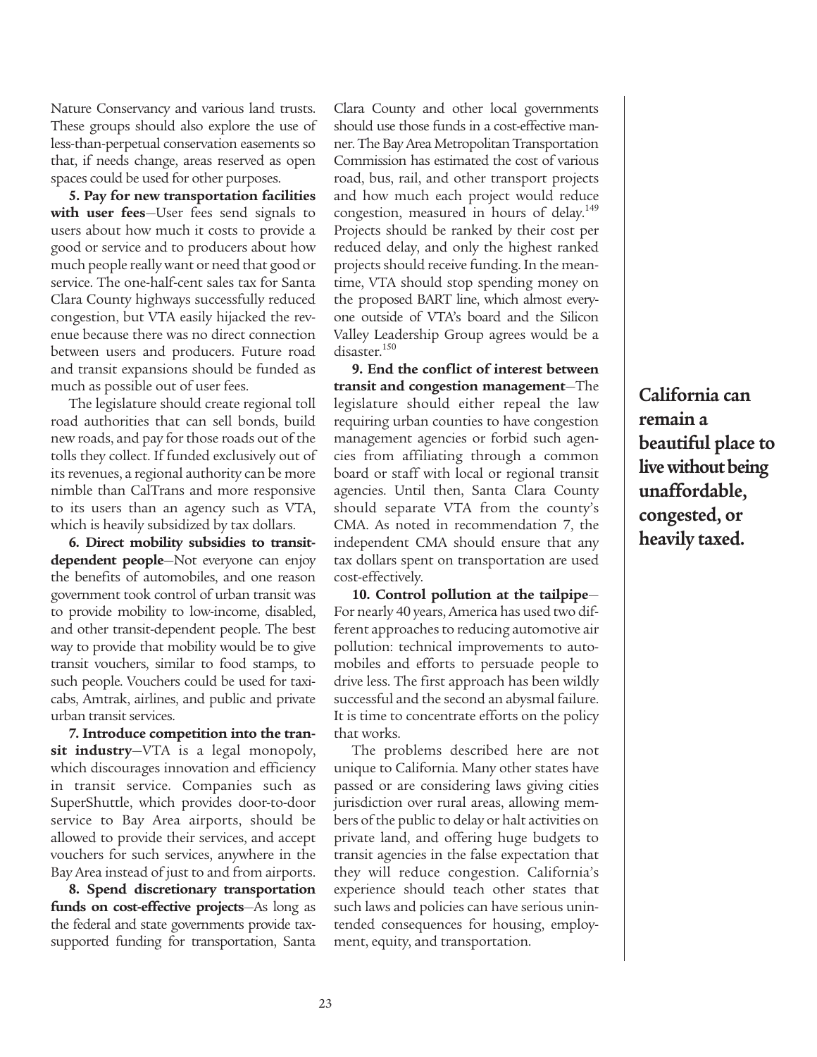Nature Conservancy and various land trusts. These groups should also explore the use of less-than-perpetual conservation easements so that, if needs change, areas reserved as open spaces could be used for other purposes.

**5. Pay for new transportation facilities with user fees**—User fees send signals to users about how much it costs to provide a good or service and to producers about how much people really want or need that good or service. The one-half-cent sales tax for Santa Clara County highways successfully reduced congestion, but VTA easily hijacked the revenue because there was no direct connection between users and producers. Future road and transit expansions should be funded as much as possible out of user fees.

The legislature should create regional toll road authorities that can sell bonds, build new roads, and pay for those roads out of the tolls they collect. If funded exclusively out of its revenues, a regional authority can be more nimble than CalTrans and more responsive to its users than an agency such as VTA, which is heavily subsidized by tax dollars.

**6. Direct mobility subsidies to transit-dependent people**—Not everyone can enjoy the benefits of automobiles, and one reason government took control of urban transit was to provide mobility to low-income, disabled, and other transit-dependent people. The best way to provide that mobility would be to give transit vouchers, similar to food stamps, to such people. Vouchers could be used for taxicabs, Amtrak, airlines, and public and private urban transit services.

**7. Introduce competition into the transit industry**—VTA is a legal monopoly, which discourages innovation and efficiency in transit service. Companies such as SuperShuttle, which provides door-to-door service to Bay Area airports, should be allowed to provide their services, and accept vouchers for such services, anywhere in the Bay Area instead of just to and from airports.

**8. Spend discretionary transportation funds on cost-effective projects**—As long as the federal and state governments provide tax-supported funding for transportation, Santa Clara County and other local governments should use those funds in a cost-effective manner. The Bay Area Metropolitan Transportation Commission has estimated the cost of various road, bus, rail, and other transport projects and how much each project would reduce congestion, measured in hours of delay.[149] Projects should be ranked by their cost per reduced delay, and only the highest ranked projects should receive funding. In the meantime, VTA should stop spending money on the proposed BART line, which almost everyone outside of VTA's board and the Silicon Valley Leadership Group agrees would be a disaster.[150]

**9. End the conflict of interest between transit and congestion management**—The legislature should either repeal the law requiring urban counties to have congestion management agencies or forbid such agencies from affiliating through a common board or staff with local or regional transit agencies. Until then, Santa Clara County should separate VTA from the county's CMA. As noted in recommendation 7, the independent CMA should ensure that any tax dollars spent on transportation are used cost-effectively.

**10. Control pollution at the tailpipe**—For nearly 40 years, America has used two different approaches to reducing automotive air pollution: technical improvements to automobiles and efforts to persuade people to drive less. The first approach has been wildly successful and the second an abysmal failure. It is time to concentrate efforts on the policy that works.

The problems described here are not unique to California. Many other states have passed or are considering laws giving cities jurisdiction over rural areas, allowing members of the public to delay or halt activities on private land, and offering huge budgets to transit agencies in the false expectation that they will reduce congestion. California's experience should teach other states that such laws and policies can have serious unintended consequences for housing, employment, equity, and transportation.

**California can remain a beautiful place to live without being unaffordable, congested, or heavily taxed.**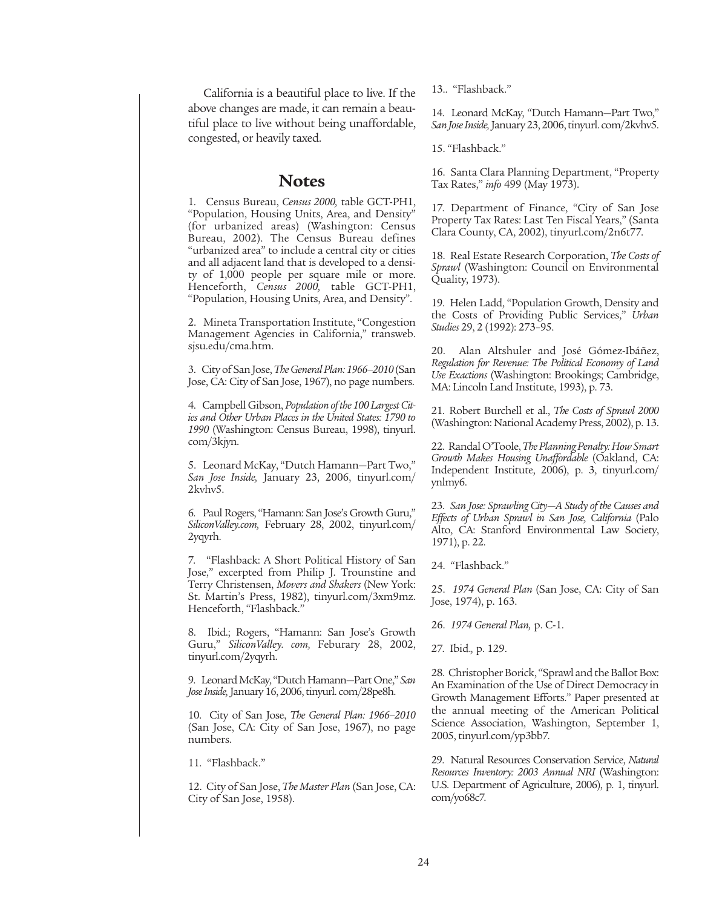California is a beautiful place to live. If the above changes are made, it can remain a beautiful place to live without being unaffordable, congested, or heavily taxed.

## Notes

1. Census Bureau, *Census 2000,* table GCT-PH1, "Population, Housing Units, Area, and Density" (for urbanized areas) (Washington: Census Bureau, 2002). The Census Bureau defines "urbanized area" to include a central city or cities and all adjacent land that is developed to a density of 1,000 people per square mile or more. Henceforth, *Census 2000,* table GCT-PH1, "Population, Housing Units, Area, and Density".

2. Mineta Transportation Institute, "Congestion Management Agencies in California," transweb.sjsu.edu/cma.htm.

3. City of San Jose, *The General Plan: 1966–2010* (San Jose, CA: City of San Jose, 1967), no page numbers.

4. Campbell Gibson, *Population of the 100 Largest Cities and Other Urban Places in the United States: 1790 to 1990* (Washington: Census Bureau, 1998), tinyurl.com/3kjyn.

5. Leonard McKay, "Dutch Hamann—Part Two," *San Jose Inside,* January 23, 2006, tinyurl.com/2kvhv5.

6. Paul Rogers, "Hamann: San Jose's Growth Guru," *SiliconValley.com,* February 28, 2002, tinyurl.com/2yqyrh.

7. "Flashback: A Short Political History of San Jose," excerpted from Philip J. Trounstine and Terry Christensen, *Movers and Shakers* (New York: St. Martin's Press, 1982), tinyurl.com/3xm9mz. Henceforth, "Flashback."

8. Ibid.; Rogers, "Hamann: San Jose's Growth Guru," *SiliconValley. com,* Feburary 28, 2002, tinyurl.com/2yqyrh.

9. Leonard McKay, "Dutch Hamann—Part One," *San Jose Inside,* January 16, 2006, tinyurl. com/28pe8h.

10. City of San Jose, *The General Plan: 1966–2010* (San Jose, CA: City of San Jose, 1967), no page numbers.

11. "Flashback."

12. City of San Jose, *The Master Plan* (San Jose, CA: City of San Jose, 1958).

13.. "Flashback."

14. Leonard McKay, "Dutch Hamann—Part Two," *San Jose Inside,* January 23, 2006, tinyurl. com/2kvhv5.

15. "Flashback."

16. Santa Clara Planning Department, "Property Tax Rates," *info* 499 (May 1973).

17. Department of Finance, "City of San Jose Property Tax Rates: Last Ten Fiscal Years," (Santa Clara County, CA, 2002), tinyurl.com/2n6t77.

18. Real Estate Research Corporation, *The Costs of Sprawl* (Washington: Council on Environmental Quality, 1973).

19. Helen Ladd, "Population Growth, Density and the Costs of Providing Public Services," *Urban Studies* 29, 2 (1992): 273–95.

20. Alan Altshuler and José Gómez-Ibáñez, *Regulation for Revenue: The Political Economy of Land Use Exactions* (Washington: Brookings; Cambridge, MA: Lincoln Land Institute, 1993), p. 73.

21. Robert Burchell et al., *The Costs of Sprawl 2000* (Washington: National Academy Press, 2002), p. 13.

22. Randal O'Toole, *The Planning Penalty: How Smart Growth Makes Housing Unaffordable* (Oakland, CA: Independent Institute, 2006), p. 3, tinyurl.com/ynlmy6.

23. *San Jose: Sprawling City—A Study of the Causes and Effects of Urban Sprawl in San Jose, California* (Palo Alto, CA: Stanford Environmental Law Society, 1971), p. 22.

24. "Flashback."

25. *1974 General Plan* (San Jose, CA: City of San Jose, 1974), p. 163.

26. *1974 General Plan,* p. C-1.

27. Ibid., p. 129.

28. Christopher Borick, "Sprawl and the Ballot Box: An Examination of the Use of Direct Democracy in Growth Management Efforts." Paper presented at the annual meeting of the American Political Science Association, Washington, September 1, 2005, tinyurl.com/yp3bb7.

29. Natural Resources Conservation Service, *Natural Resources Inventory: 2003 Annual NRI* (Washington: U.S. Department of Agriculture, 2006), p. 1, tinyurl.com/yo68c7.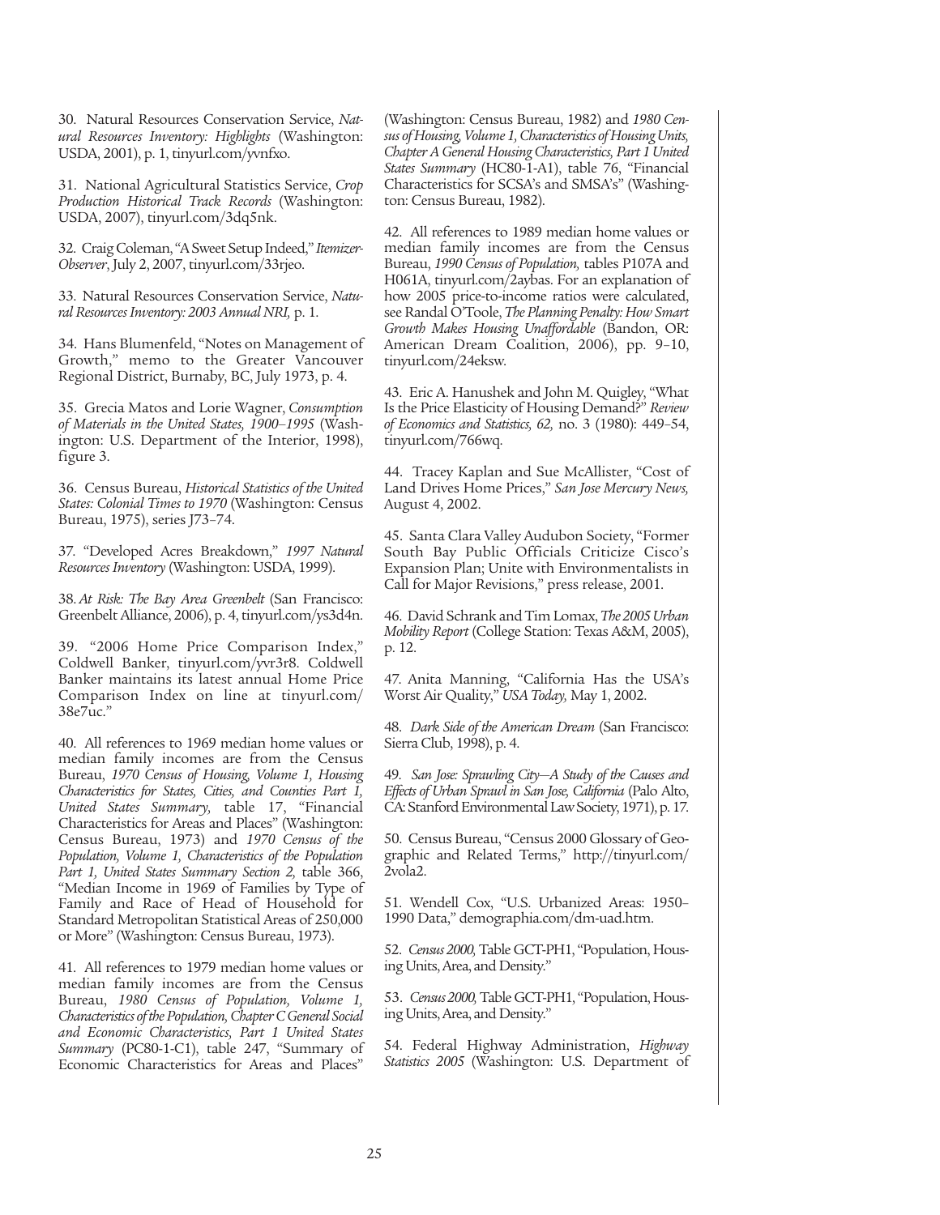30. Natural Resources Conservation Service, *Natural Resources Inventory: Highlights* (Washington: USDA, 2001), p. 1, tinyurl.com/yvnfxo.

31. National Agricultural Statistics Service, *Crop Production Historical Track Records* (Washington: USDA, 2007), tinyurl.com/3dq5nk.

32. Craig Coleman, "A Sweet Setup Indeed," *Itemizer-Observer*, July 2, 2007, tinyurl.com/33rjeo.

33. Natural Resources Conservation Service, *Natural Resources Inventory: 2003 Annual NRI,* p. 1.

34. Hans Blumenfeld, "Notes on Management of Growth," memo to the Greater Vancouver Regional District, Burnaby, BC, July 1973, p. 4.

35. Grecia Matos and Lorie Wagner, *Consumption of Materials in the United States, 1900–1995* (Washington: U.S. Department of the Interior, 1998), figure 3.

36. Census Bureau, *Historical Statistics of the United States: Colonial Times to 1970* (Washington: Census Bureau, 1975), series J73–74.

37. "Developed Acres Breakdown," *1997 Natural Resources Inventory* (Washington: USDA, 1999).

38. *At Risk: The Bay Area Greenbelt* (San Francisco: Greenbelt Alliance, 2006), p. 4, tinyurl.com/ys3d4n.

39. "2006 Home Price Comparison Index," Coldwell Banker, tinyurl.com/yvr3r8. Coldwell Banker maintains its latest annual Home Price Comparison Index on line at tinyurl.com/38e7uc."

40. All references to 1969 median home values or median family incomes are from the Census Bureau, *1970 Census of Housing, Volume 1, Housing Characteristics for States, Cities, and Counties Part 1, United States Summary,* table 17, "Financial Characteristics for Areas and Places" (Washington: Census Bureau, 1973) and *1970 Census of the Population, Volume 1, Characteristics of the Population Part 1, United States Summary Section 2,* table 366, "Median Income in 1969 of Families by Type of Family and Race of Head of Household for Standard Metropolitan Statistical Areas of 250,000 or More" (Washington: Census Bureau, 1973).

41. All references to 1979 median home values or median family incomes are from the Census Bureau, *1980 Census of Population, Volume 1, Characteristics of the Population, Chapter C General Social and Economic Characteristics, Part 1 United States Summary* (PC80-1-C1), table 247, "Summary of Economic Characteristics for Areas and Places" (Washington: Census Bureau, 1982) and *1980 Census of Housing, Volume 1, Characteristics of Housing Units, Chapter A General Housing Characteristics, Part 1 United States Summary* (HC80-1-A1), table 76, "Financial Characteristics for SCSA's and SMSA's" (Washington: Census Bureau, 1982).

42. All references to 1989 median home values or median family incomes are from the Census Bureau, *1990 Census of Population,* tables P107A and H061A, tinyurl.com/2aybas. For an explanation of how 2005 price-to-income ratios were calculated, see Randal O'Toole, *The Planning Penalty: How Smart Growth Makes Housing Unaffordable* (Bandon, OR: American Dream Coalition, 2006), pp. 9–10, tinyurl.com/24eksw.

43. Eric A. Hanushek and John M. Quigley, "What Is the Price Elasticity of Housing Demand?" *Review of Economics and Statistics, 62,* no. 3 (1980): 449–54, tinyurl.com/766wq.

44. Tracey Kaplan and Sue McAllister, "Cost of Land Drives Home Prices," *San Jose Mercury News,* August 4, 2002.

45. Santa Clara Valley Audubon Society, "Former South Bay Public Officials Criticize Cisco's Expansion Plan; Unite with Environmentalists in Call for Major Revisions," press release, 2001.

46. David Schrank and Tim Lomax, *The 2005 Urban Mobility Report* (College Station: Texas A&M, 2005), p. 12.

47. Anita Manning, "California Has the USA's Worst Air Quality," *USA Today,* May 1, 2002.

48. *Dark Side of the American Dream* (San Francisco: Sierra Club, 1998), p. 4.

49. *San Jose: Sprawling City—A Study of the Causes and Effects of Urban Sprawl in San Jose, California* (Palo Alto, CA: Stanford Environmental Law Society, 1971), p. 17.

50. Census Bureau, "Census 2000 Glossary of Geographic and Related Terms," http://tinyurl.com/2vola2.

51. Wendell Cox, "U.S. Urbanized Areas: 1950–1990 Data," demographia.com/dm-uad.htm.

52. *Census 2000,* Table GCT-PH1, "Population, Housing Units, Area, and Density."

53. *Census 2000,* Table GCT-PH1, "Population, Housing Units, Area, and Density."

54. Federal Highway Administration, *Highway Statistics 2005* (Washington: U.S. Department of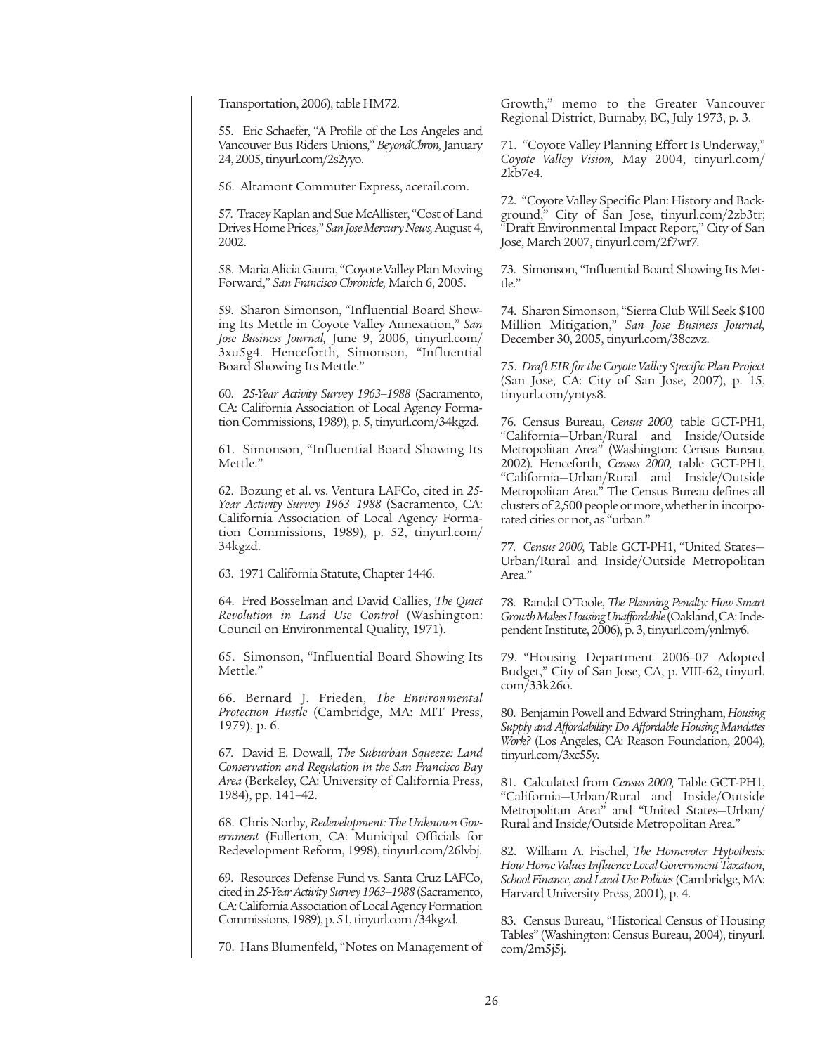Transportation, 2006), table HM72.

55. Eric Schaefer, "A Profile of the Los Angeles and Vancouver Bus Riders Unions," *BeyondChron,* January 24, 2005, tinyurl.com/2s2yyo.

56. Altamont Commuter Express, acerail.com.

57. Tracey Kaplan and Sue McAllister, "Cost of Land Drives Home Prices," *San Jose Mercury News,* August 4, 2002.

58. Maria Alicia Gaura, "Coyote Valley Plan Moving Forward," *San Francisco Chronicle,* March 6, 2005.

59. Sharon Simonson, "Influential Board Showing Its Mettle in Coyote Valley Annexation," *San Jose Business Journal,* June 9, 2006, tinyurl.com/3xu5g4. Henceforth, Simonson, "Influential Board Showing Its Mettle."

60. *25-Year Activity Survey 1963–1988* (Sacramento, CA: California Association of Local Agency Formation Commissions, 1989), p. 5, tinyurl.com/34kgzd.

61. Simonson, "Influential Board Showing Its Mettle."

62. Bozung et al. vs. Ventura LAFCo, cited in *25-Year Activity Survey 1963–1988* (Sacramento, CA: California Association of Local Agency Formation Commissions, 1989), p. 52, tinyurl.com/34kgzd.

63. 1971 California Statute, Chapter 1446.

64. Fred Bosselman and David Callies, *The Quiet Revolution in Land Use Control* (Washington: Council on Environmental Quality, 1971).

65. Simonson, "Influential Board Showing Its Mettle."

66. Bernard J. Frieden, *The Environmental Protection Hustle* (Cambridge, MA: MIT Press, 1979), p. 6.

67. David E. Dowall, *The Suburban Squeeze: Land Conservation and Regulation in the San Francisco Bay Area* (Berkeley, CA: University of California Press, 1984), pp. 141–42.

68. Chris Norby, *Redevelopment: The Unknown Government* (Fullerton, CA: Municipal Officials for Redevelopment Reform, 1998), tinyurl.com/26lvbj.

69. Resources Defense Fund vs. Santa Cruz LAFCo, cited in *25-Year Activity Survey 1963–1988* (Sacramento, CA: California Association of Local Agency Formation Commissions, 1989), p. 51, tinyurl.com/34kgzd.

70. Hans Blumenfeld, "Notes on Management of Growth," memo to the Greater Vancouver Regional District, Burnaby, BC, July 1973, p. 3.

71. "Coyote Valley Planning Effort Is Underway," *Coyote Valley Vision,* May 2004, tinyurl.com/2kb7e4.

72. "Coyote Valley Specific Plan: History and Background," City of San Jose, tinyurl.com/2zb3tr; "Draft Environmental Impact Report," City of San Jose, March 2007, tinyurl.com/2f7wr7.

73. Simonson, "Influential Board Showing Its Mettle."

74. Sharon Simonson, "Sierra Club Will Seek $100 Million Mitigation," *San Jose Business Journal,* December 30, 2005, tinyurl.com/38czvz.

75. *Draft EIR for the Coyote Valley Specific Plan Project* (San Jose, CA: City of San Jose, 2007), p. 15, tinyurl.com/yntys8.

76. Census Bureau, *Census 2000,* table GCT-PH1, "California—Urban/Rural and Inside/Outside Metropolitan Area" (Washington: Census Bureau, 2002). Henceforth, *Census 2000,* table GCT-PH1, "California—Urban/Rural and Inside/Outside Metropolitan Area." The Census Bureau defines all clusters of 2,500 people or more, whether in incorporated cities or not, as "urban."

77. *Census 2000,* Table GCT-PH1, "United States—Urban/Rural and Inside/Outside Metropolitan Area."

78. Randal O'Toole, *The Planning Penalty: How Smart Growth Makes Housing Unaffordable* (Oakland, CA: Independent Institute, 2006), p. 3, tinyurl.com/ynlmy6.

79. "Housing Department 2006–07 Adopted Budget," City of San Jose, CA, p. VIII-62, tinyurl.com/33k26o.

80. Benjamin Powell and Edward Stringham, *Housing Supply and Affordability: Do Affordable Housing Mandates Work?* (Los Angeles, CA: Reason Foundation, 2004), tinyurl.com/3xc55y.

81. Calculated from *Census 2000,* Table GCT-PH1, "California—Urban/Rural and Inside/Outside Metropolitan Area" and "United States—Urban/Rural and Inside/Outside Metropolitan Area."

82. William A. Fischel, *The Homevoter Hypothesis: How Home Values Influence Local Government Taxation, School Finance, and Land-Use Policies* (Cambridge, MA: Harvard University Press, 2001), p. 4.

83. Census Bureau, "Historical Census of Housing Tables" (Washington: Census Bureau, 2004), tinyurl.com/2m5j5j.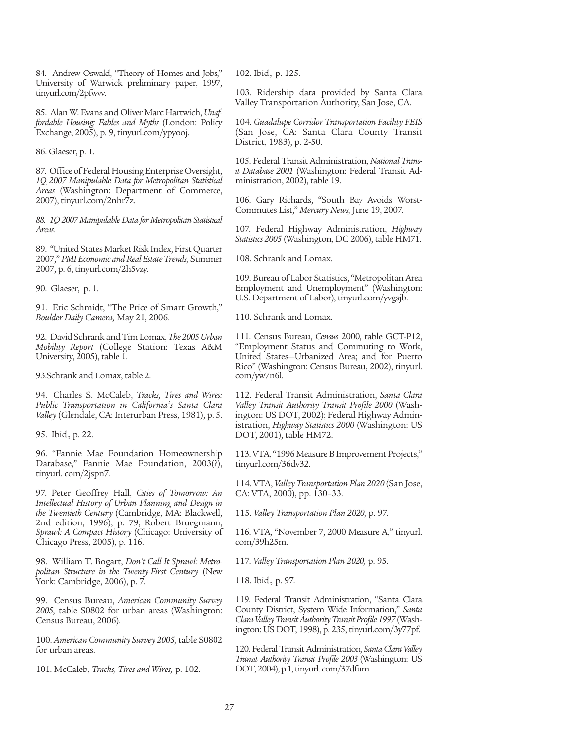84. Andrew Oswald, "Theory of Homes and Jobs," University of Warwick preliminary paper, 1997, tinyurl.com/2pfwvv.

85. Alan W. Evans and Oliver Marc Hartwich, *Unaffordable Housing: Fables and Myths* (London: Policy Exchange, 2005), p. 9, tinyurl.com/ypyooj.

86. Glaeser, p. 1.

87. Office of Federal Housing Enterprise Oversight, *1Q 2007 Manipulable Data for Metropolitan Statistical Areas* (Washington: Department of Commerce, 2007), tinyurl.com/2nhr7z.

*88. 1Q 2007 Manipulable Data for Metropolitan Statistical Areas.*

89. "United States Market Risk Index, First Quarter 2007," *PMI Economic and Real Estate Trends,* Summer 2007, p. 6, tinyurl.com/2h5vzy.

90. Glaeser, p. 1.

91. Eric Schmidt, "The Price of Smart Growth," *Boulder Daily Camera,* May 21, 2006.

92. David Schrank and Tim Lomax, *The 2005 Urban Mobility Report* (College Station: Texas A&M University, 2005), table 1.

93.Schrank and Lomax, table 2.

94. Charles S. McCaleb, *Tracks, Tires and Wires: Public Transportation in California's Santa Clara Valley* (Glendale, CA: Interurban Press, 1981), p. 5.

95. Ibid., p. 22.

96. "Fannie Mae Foundation Homeownership Database," Fannie Mae Foundation, 2003(?), tinyurl. com/2jspn7.

97. Peter Geoffrey Hall, *Cities of Tomorrow: An Intellectual History of Urban Planning and Design in the Twentieth Century* (Cambridge, MA: Blackwell, 2nd edition, 1996), p. 79; Robert Bruegmann, *Sprawl: A Compact History* (Chicago: University of Chicago Press, 2005), p. 116.

98. William T. Bogart, *Don't Call It Sprawl: Metropolitan Structure in the Twenty-First Century* (New York: Cambridge, 2006), p. 7.

99. Census Bureau, *American Community Survey 2005,* table S0802 for urban areas (Washington: Census Bureau, 2006).

100. *American Community Survey 2005,* table S0802 for urban areas.

101. McCaleb, *Tracks, Tires and Wires,* p. 102.

102. Ibid., p. 125.

103. Ridership data provided by Santa Clara Valley Transportation Authority, San Jose, CA.

104. *Guadalupe Corridor Transportation Facility FEIS* (San Jose, CA: Santa Clara County Transit District, 1983), p. 2-50.

105. Federal Transit Administration, *National Transit Database 2001* (Washington: Federal Transit Administration, 2002), table 19.

106. Gary Richards, "South Bay Avoids Worst-Commutes List," *Mercury News,* June 19, 2007.

107. Federal Highway Administration, *Highway Statistics 2005* (Washington, DC 2006), table HM71.

108. Schrank and Lomax.

109. Bureau of Labor Statistics, "Metropolitan Area Employment and Unemployment" (Washington: U.S. Department of Labor), tinyurl.com/yvgsjb.

110. Schrank and Lomax.

111. Census Bureau, *Census* 2000, table GCT-P12, "Employment Status and Commuting to Work, United States—Urbanized Area; and for Puerto Rico" (Washington: Census Bureau, 2002), tinyurl. com/yw7n6l.

112. Federal Transit Administration, *Santa Clara Valley Transit Authority Transit Profile 2000* (Washington: US DOT, 2002); Federal Highway Administration, *Highway Statistics 2000* (Washington: US DOT, 2001), table HM72.

113. VTA, "1996 Measure B Improvement Projects," tinyurl.com/36dv32.

114. VTA, *Valley Transportation Plan 2020* (San Jose, CA: VTA, 2000), pp. 130–33.

115. *Valley Transportation Plan 2020,* p. 97.

116. VTA, "November 7, 2000 Measure A," tinyurl. com/39h25m.

117. *Valley Transportation Plan 2020,* p. 95.

118. Ibid., p. 97.

119. Federal Transit Administration, "Santa Clara County District, System Wide Information," *Santa Clara Valley Transit Authority Transit Profile 1997* (Washington: US DOT, 1998), p. 235, tinyurl.com/3y77pf.

120. Federal Transit Administration, *Santa Clara Valley Transit Authority Transit Profile 2003* (Washington: US DOT, 2004), p.1, tinyurl. com/37dfum.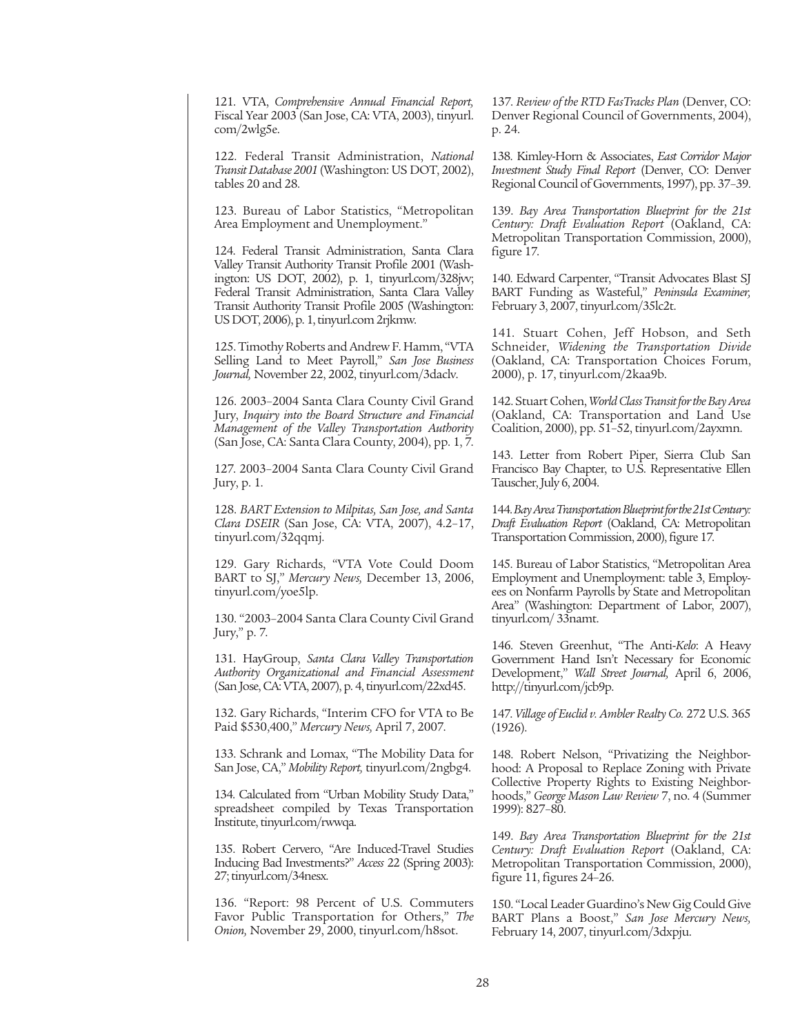121. VTA, *Comprehensive Annual Financial Report,* Fiscal Year 2003 (San Jose, CA: VTA, 2003), tinyurl.com/2wlg5e.

122. Federal Transit Administration, *National Transit Database 2001* (Washington: US DOT, 2002), tables 20 and 28.

123. Bureau of Labor Statistics, "Metropolitan Area Employment and Unemployment."

124. Federal Transit Administration, Santa Clara Valley Transit Authority Transit Profile 2001 (Washington: US DOT, 2002), p. 1, tinyurl.com/328jvv; Federal Transit Administration, Santa Clara Valley Transit Authority Transit Profile 2005 (Washington: US DOT, 2006), p. 1, tinyurl.com 2rjkmw.

125. Timothy Roberts and Andrew F. Hamm, "VTA Selling Land to Meet Payroll," *San Jose Business Journal,* November 22, 2002, tinyurl.com/3daclv.

126. 2003–2004 Santa Clara County Civil Grand Jury, *Inquiry into the Board Structure and Financial Management of the Valley Transportation Authority* (San Jose, CA: Santa Clara County, 2004), pp. 1, 7.

127. 2003–2004 Santa Clara County Civil Grand Jury, p. 1.

128. *BART Extension to Milpitas, San Jose, and Santa Clara DSEIR* (San Jose, CA: VTA, 2007), 4.2–17, tinyurl.com/32qqmj.

129. Gary Richards, "VTA Vote Could Doom BART to SJ," *Mercury News,* December 13, 2006, tinyurl.com/yoe5lp.

130. "2003–2004 Santa Clara County Civil Grand Jury," p. 7.

131. HayGroup, *Santa Clara Valley Transportation Authority Organizational and Financial Assessment* (San Jose, CA: VTA, 2007), p. 4, tinyurl.com/22xd45.

132. Gary Richards, "Interim CFO for VTA to Be Paid $530,400," *Mercury News,* April 7, 2007.

133. Schrank and Lomax, "The Mobility Data for San Jose, CA," *Mobility Report,* tinyurl.com/2ngbg4.

134. Calculated from "Urban Mobility Study Data," spreadsheet compiled by Texas Transportation Institute, tinyurl.com/rwwqa.

135. Robert Cervero, "Are Induced-Travel Studies Inducing Bad Investments?" *Access* 22 (Spring 2003): 27; tinyurl.com/34nesx.

136. "Report: 98 Percent of U.S. Commuters Favor Public Transportation for Others," *The Onion,* November 29, 2000, tinyurl.com/h8sot.

137. *Review of the RTD FasTracks Plan* (Denver, CO: Denver Regional Council of Governments, 2004), p. 24.

138. Kimley-Horn & Associates, *East Corridor Major Investment Study Final Report* (Denver, CO: Denver Regional Council of Governments, 1997), pp. 37–39.

139. *Bay Area Transportation Blueprint for the 21st Century: Draft Evaluation Report* (Oakland, CA: Metropolitan Transportation Commission, 2000), figure 17.

140. Edward Carpenter, "Transit Advocates Blast SJ BART Funding as Wasteful," *Peninsula Examiner,* February 3, 2007, tinyurl.com/35lc2t.

141. Stuart Cohen, Jeff Hobson, and Seth Schneider, *Widening the Transportation Divide* (Oakland, CA: Transportation Choices Forum, 2000), p. 17, tinyurl.com/2kaa9b.

142. Stuart Cohen, *World Class Transit for the Bay Area* (Oakland, CA: Transportation and Land Use Coalition, 2000), pp. 51–52, tinyurl.com/2ayxmn.

143. Letter from Robert Piper, Sierra Club San Francisco Bay Chapter, to U.S. Representative Ellen Tauscher, July 6, 2004.

144. *Bay Area Transportation Blueprint for the 21st Century: Draft Evaluation Report* (Oakland, CA: Metropolitan Transportation Commission, 2000), figure 17.

145. Bureau of Labor Statistics, "Metropolitan Area Employment and Unemployment: table 3, Employees on Nonfarm Payrolls by State and Metropolitan Area" (Washington: Department of Labor, 2007), tinyurl.com/ 33namt.

146. Steven Greenhut, "The Anti-*Kelo*: A Heavy Government Hand Isn't Necessary for Economic Development," *Wall Street Journal,* April 6, 2006, http://tinyurl.com/jcb9p.

147. *Village of Euclid v. Ambler Realty Co.* 272 U.S. 365 (1926).

148. Robert Nelson, "Privatizing the Neighborhood: A Proposal to Replace Zoning with Private Collective Property Rights to Existing Neighborhoods," *George Mason Law Review* 7, no. 4 (Summer 1999): 827–80.

149. *Bay Area Transportation Blueprint for the 21st Century: Draft Evaluation Report* (Oakland, CA: Metropolitan Transportation Commission, 2000), figure 11, figures 24–26.

150. "Local Leader Guardino's New Gig Could Give BART Plans a Boost," *San Jose Mercury News,* February 14, 2007, tinyurl.com/3dxpju.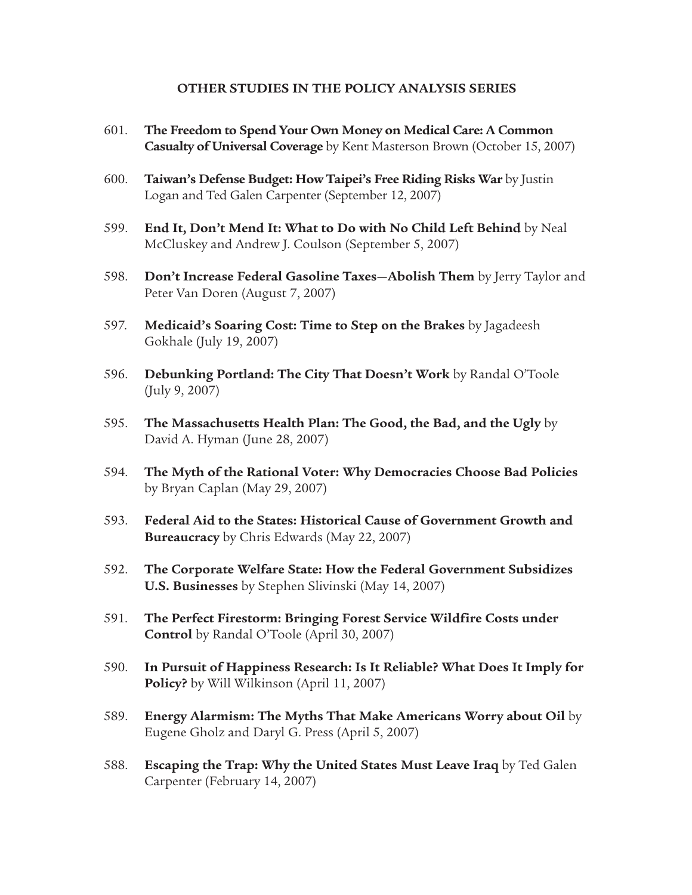### OTHER STUDIES IN THE POLICY ANALYSIS SERIES

601. **The Freedom to Spend Your Own Money on Medical Care: A Common Casualty of Universal Coverage** by Kent Masterson Brown (October 15, 2007)

600. **Taiwan's Defense Budget: How Taipei's Free Riding Risks War** by Justin Logan and Ted Galen Carpenter (September 12, 2007)

599. **End It, Don't Mend It: What to Do with No Child Left Behind** by Neal McCluskey and Andrew J. Coulson (September 5, 2007)

598. **Don't Increase Federal Gasoline Taxes—Abolish Them** by Jerry Taylor and Peter Van Doren (August 7, 2007)

597. **Medicaid's Soaring Cost: Time to Step on the Brakes** by Jagadeesh Gokhale (July 19, 2007)

596. **Debunking Portland: The City That Doesn't Work** by Randal O'Toole (July 9, 2007)

595. **The Massachusetts Health Plan: The Good, the Bad, and the Ugly** by David A. Hyman (June 28, 2007)

594. **The Myth of the Rational Voter: Why Democracies Choose Bad Policies** by Bryan Caplan (May 29, 2007)

593. **Federal Aid to the States: Historical Cause of Government Growth and Bureaucracy** by Chris Edwards (May 22, 2007)

592. **The Corporate Welfare State: How the Federal Government Subsidizes U.S. Businesses** by Stephen Slivinski (May 14, 2007)

591. **The Perfect Firestorm: Bringing Forest Service Wildfire Costs under Control** by Randal O'Toole (April 30, 2007)

590. **In Pursuit of Happiness Research: Is It Reliable? What Does It Imply for Policy?** by Will Wilkinson (April 11, 2007)

589. **Energy Alarmism: The Myths That Make Americans Worry about Oil** by Eugene Gholz and Daryl G. Press (April 5, 2007)

588. **Escaping the Trap: Why the United States Must Leave Iraq** by Ted Galen Carpenter (February 14, 2007)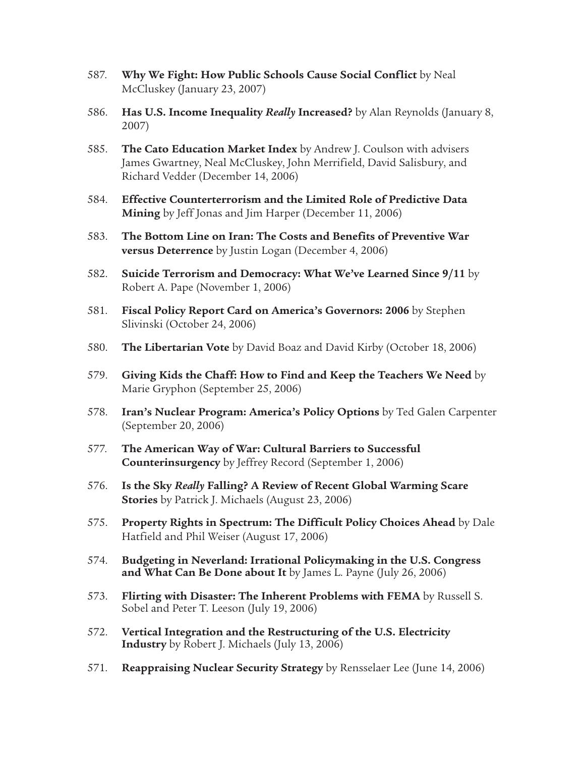587. **Why We Fight: How Public Schools Cause Social Conflict** by Neal McCluskey (January 23, 2007)

586. **Has U.S. Income Inequality *Really* Increased?** by Alan Reynolds (January 8, 2007)

585. **The Cato Education Market Index** by Andrew J. Coulson with advisers James Gwartney, Neal McCluskey, John Merrifield, David Salisbury, and Richard Vedder (December 14, 2006)

584. **Effective Counterterrorism and the Limited Role of Predictive Data Mining** by Jeff Jonas and Jim Harper (December 11, 2006)

583. **The Bottom Line on Iran: The Costs and Benefits of Preventive War versus Deterrence** by Justin Logan (December 4, 2006)

582. **Suicide Terrorism and Democracy: What We've Learned Since 9/11** by Robert A. Pape (November 1, 2006)

581. **Fiscal Policy Report Card on America's Governors: 2006** by Stephen Slivinski (October 24, 2006)

580. **The Libertarian Vote** by David Boaz and David Kirby (October 18, 2006)

579. **Giving Kids the Chaff: How to Find and Keep the Teachers We Need** by Marie Gryphon (September 25, 2006)

578. **Iran's Nuclear Program: America's Policy Options** by Ted Galen Carpenter (September 20, 2006)

577. **The American Way of War: Cultural Barriers to Successful Counterinsurgency** by Jeffrey Record (September 1, 2006)

576. **Is the Sky *Really* Falling? A Review of Recent Global Warming Scare Stories** by Patrick J. Michaels (August 23, 2006)

575. **Property Rights in Spectrum: The Difficult Policy Choices Ahead** by Dale Hatfield and Phil Weiser (August 17, 2006)

574. **Budgeting in Neverland: Irrational Policymaking in the U.S. Congress and What Can Be Done about It** by James L. Payne (July 26, 2006)

573. **Flirting with Disaster: The Inherent Problems with FEMA** by Russell S. Sobel and Peter T. Leeson (July 19, 2006)

572. **Vertical Integration and the Restructuring of the U.S. Electricity Industry** by Robert J. Michaels (July 13, 2006)

571. **Reappraising Nuclear Security Strategy** by Rensselaer Lee (June 14, 2006)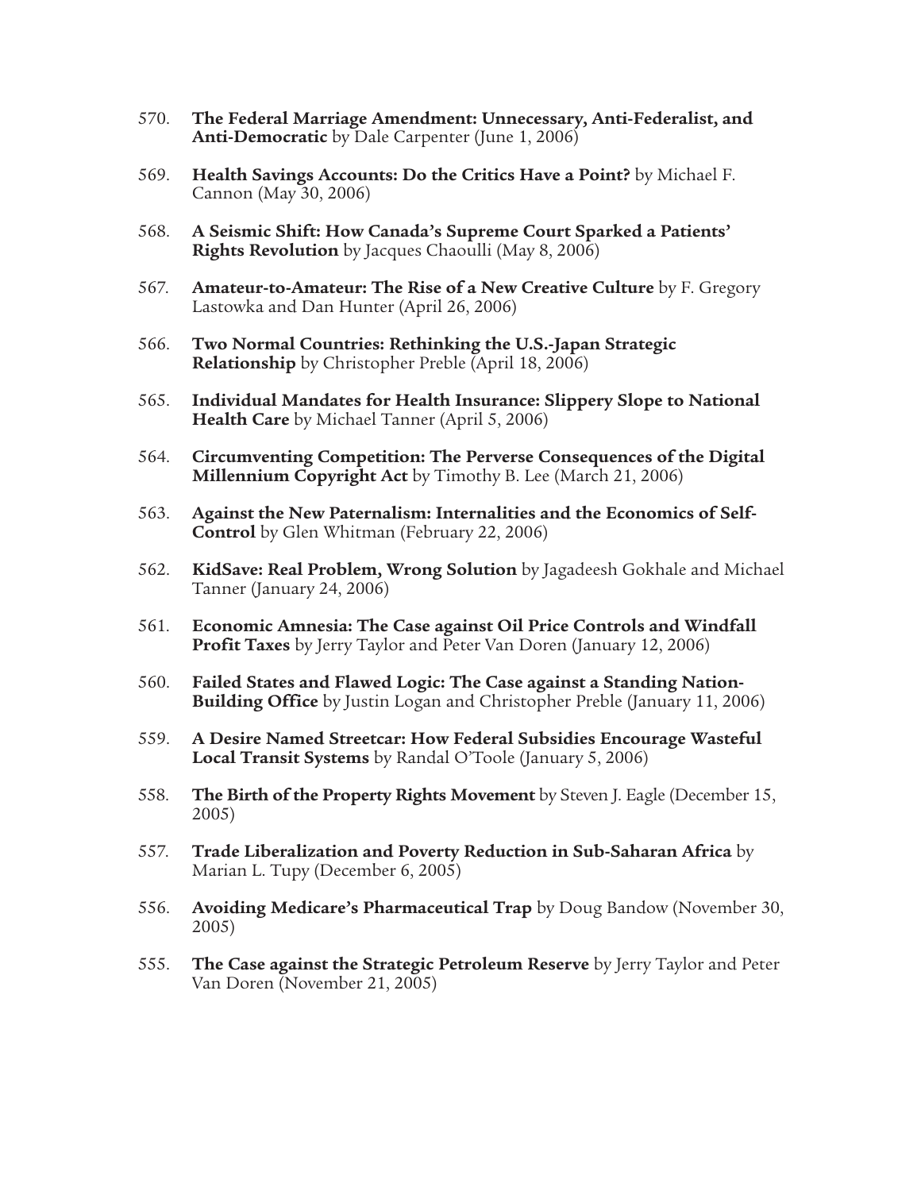570. **The Federal Marriage Amendment: Unnecessary, Anti-Federalist, and Anti-Democratic** by Dale Carpenter (June 1, 2006)

569. **Health Savings Accounts: Do the Critics Have a Point?** by Michael F. Cannon (May 30, 2006)

568. **A Seismic Shift: How Canada's Supreme Court Sparked a Patients' Rights Revolution** by Jacques Chaoulli (May 8, 2006)

567. **Amateur-to-Amateur: The Rise of a New Creative Culture** by F. Gregory Lastowka and Dan Hunter (April 26, 2006)

566. **Two Normal Countries: Rethinking the U.S.-Japan Strategic Relationship** by Christopher Preble (April 18, 2006)

565. **Individual Mandates for Health Insurance: Slippery Slope to National Health Care** by Michael Tanner (April 5, 2006)

564. **Circumventing Competition: The Perverse Consequences of the Digital Millennium Copyright Act** by Timothy B. Lee (March 21, 2006)

563. **Against the New Paternalism: Internalities and the Economics of Self-Control** by Glen Whitman (February 22, 2006)

562. **KidSave: Real Problem, Wrong Solution** by Jagadeesh Gokhale and Michael Tanner (January 24, 2006)

561. **Economic Amnesia: The Case against Oil Price Controls and Windfall Profit Taxes** by Jerry Taylor and Peter Van Doren (January 12, 2006)

560. **Failed States and Flawed Logic: The Case against a Standing Nation-Building Office** by Justin Logan and Christopher Preble (January 11, 2006)

559. **A Desire Named Streetcar: How Federal Subsidies Encourage Wasteful Local Transit Systems** by Randal O'Toole (January 5, 2006)

558. **The Birth of the Property Rights Movement** by Steven J. Eagle (December 15, 2005)

557. **Trade Liberalization and Poverty Reduction in Sub-Saharan Africa** by Marian L. Tupy (December 6, 2005)

556. **Avoiding Medicare's Pharmaceutical Trap** by Doug Bandow (November 30, 2005)

555. **The Case against the Strategic Petroleum Reserve** by Jerry Taylor and Peter Van Doren (November 21, 2005)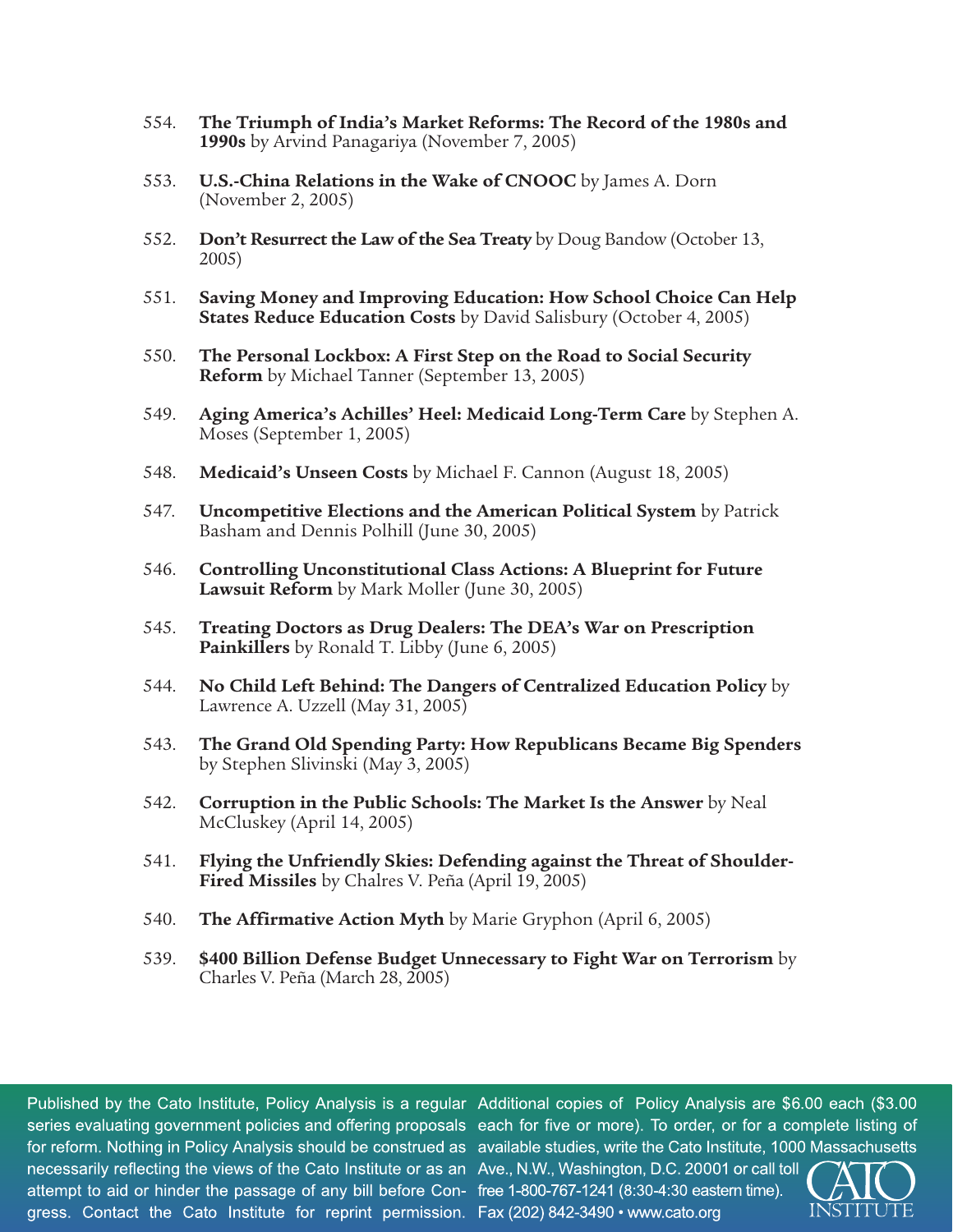554. **The Triumph of India's Market Reforms: The Record of the 1980s and 1990s** by Arvind Panagariya (November 7, 2005)

553. **U.S.-China Relations in the Wake of CNOOC** by James A. Dorn (November 2, 2005)

552. **Don't Resurrect the Law of the Sea Treaty** by Doug Bandow (October 13, 2005)

551. **Saving Money and Improving Education: How School Choice Can Help States Reduce Education Costs** by David Salisbury (October 4, 2005)

550. **The Personal Lockbox: A First Step on the Road to Social Security Reform** by Michael Tanner (September 13, 2005)

549. **Aging America's Achilles' Heel: Medicaid Long-Term Care** by Stephen A. Moses (September 1, 2005)

548. **Medicaid's Unseen Costs** by Michael F. Cannon (August 18, 2005)

547. **Uncompetitive Elections and the American Political System** by Patrick Basham and Dennis Polhill (June 30, 2005)

546. **Controlling Unconstitutional Class Actions: A Blueprint for Future Lawsuit Reform** by Mark Moller (June 30, 2005)

545. **Treating Doctors as Drug Dealers: The DEA's War on Prescription Painkillers** by Ronald T. Libby (June 6, 2005)

544. **No Child Left Behind: The Dangers of Centralized Education Policy** by Lawrence A. Uzzell (May 31, 2005)

543. **The Grand Old Spending Party: How Republicans Became Big Spenders** by Stephen Slivinski (May 3, 2005)

542. **Corruption in the Public Schools: The Market Is the Answer** by Neal McCluskey (April 14, 2005)

541. **Flying the Unfriendly Skies: Defending against the Threat of Shoulder-Fired Missiles** by Chalres V. Peña (April 19, 2005)

540. **The Affirmative Action Myth** by Marie Gryphon (April 6, 2005)

539. **$400 Billion Defense Budget Unnecessary to Fight War on Terrorism** by Charles V. Peña (March 28, 2005)

Published by the Cato Institute, Policy Analysis is a regular series evaluating government policies and offering proposals for reform. Nothing in Policy Analysis should be construed as necessarily reflecting the views of the Cato Institute or as an attempt to aid or hinder the passage of any bill before Congress. Contact the Cato Institute for reprint permission.

Additional copies of Policy Analysis are $6.00 each ($3.00 each for five or more). To order, or for a complete listing of available studies, write the Cato Institute, 1000 Massachusetts Ave., N.W., Washington, D.C. 20001 or call toll free 1-800-767-1241 (8:30-4:30 eastern time). Fax (202) 842-3490 • www.cato.org

CATO INSTITUTE